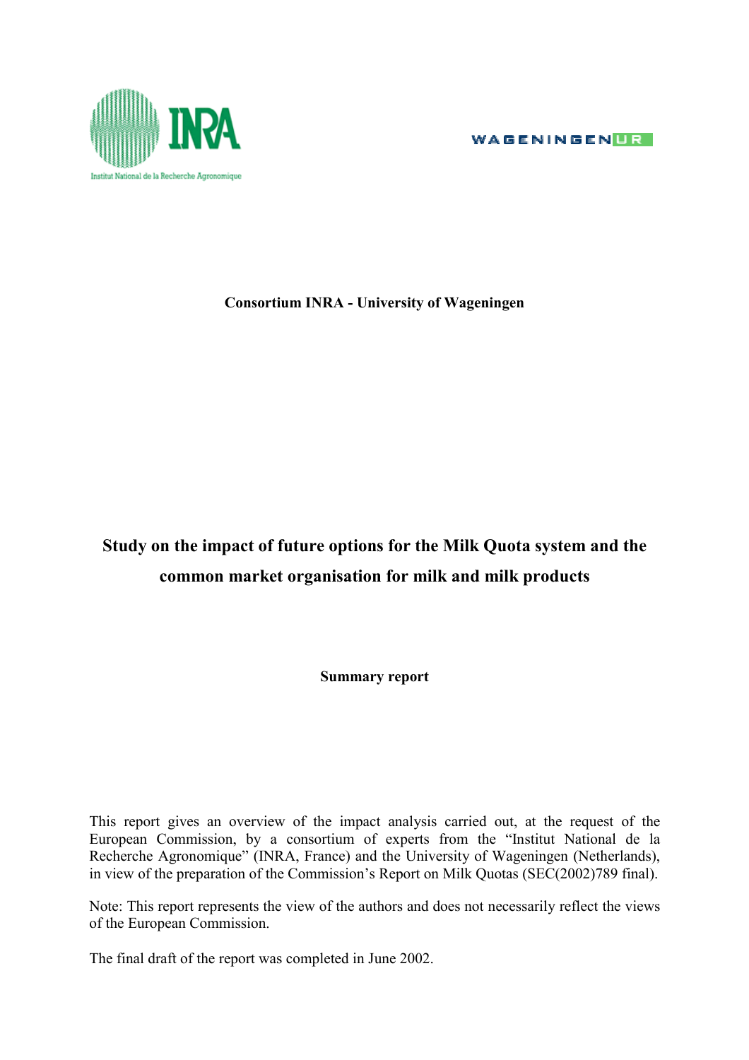Institut National de la Recherche Agronomique

WAGENINGEN UR

**Consortium INRA - University of Wageningen**

# Study on the impact of future options for the Milk Quota system and the common market organisation for milk and milk products

**Summary report**

This report gives an overview of the impact analysis carried out, at the request of the European Commission, by a consortium of experts from the "Institut National de la Recherche Agronomique" (INRA, France) and the University of Wageningen (Netherlands), in view of the preparation of the Commission's Report on Milk Quotas (SEC(2002)789 final).

Note: This report represents the view of the authors and does not necessarily reflect the views of the European Commission.

The final draft of the report was completed in June 2002.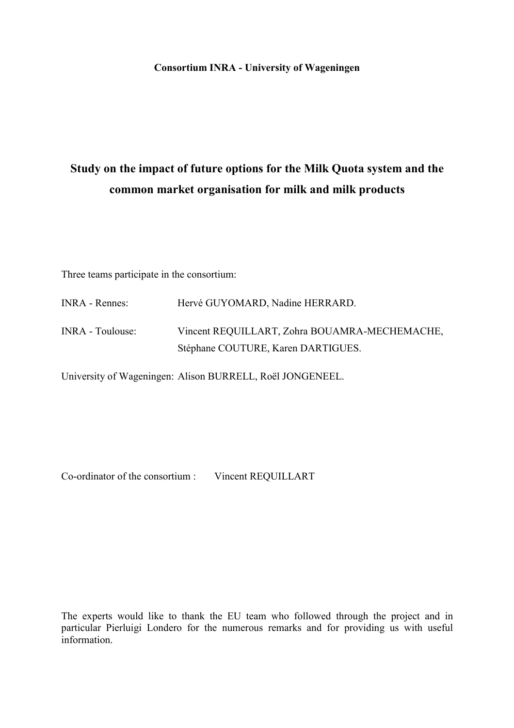**Consortium INRA - University of Wageningen**

# Study on the impact of future options for the Milk Quota system and the common market organisation for milk and milk products

Three teams participate in the consortium:

INRA - Rennes: Hervé GUYOMARD, Nadine HERRARD.

INRA - Toulouse: Vincent REQUILLART, Zohra BOUAMRA-MECHEMACHE, Stéphane COUTURE, Karen DARTIGUES.

University of Wageningen: Alison BURRELL, Roël JONGENEEL.

Co-ordinator of the consortium : Vincent REQUILLART

The experts would like to thank the EU team who followed through the project and in particular Pierluigi Londero for the numerous remarks and for providing us with useful information.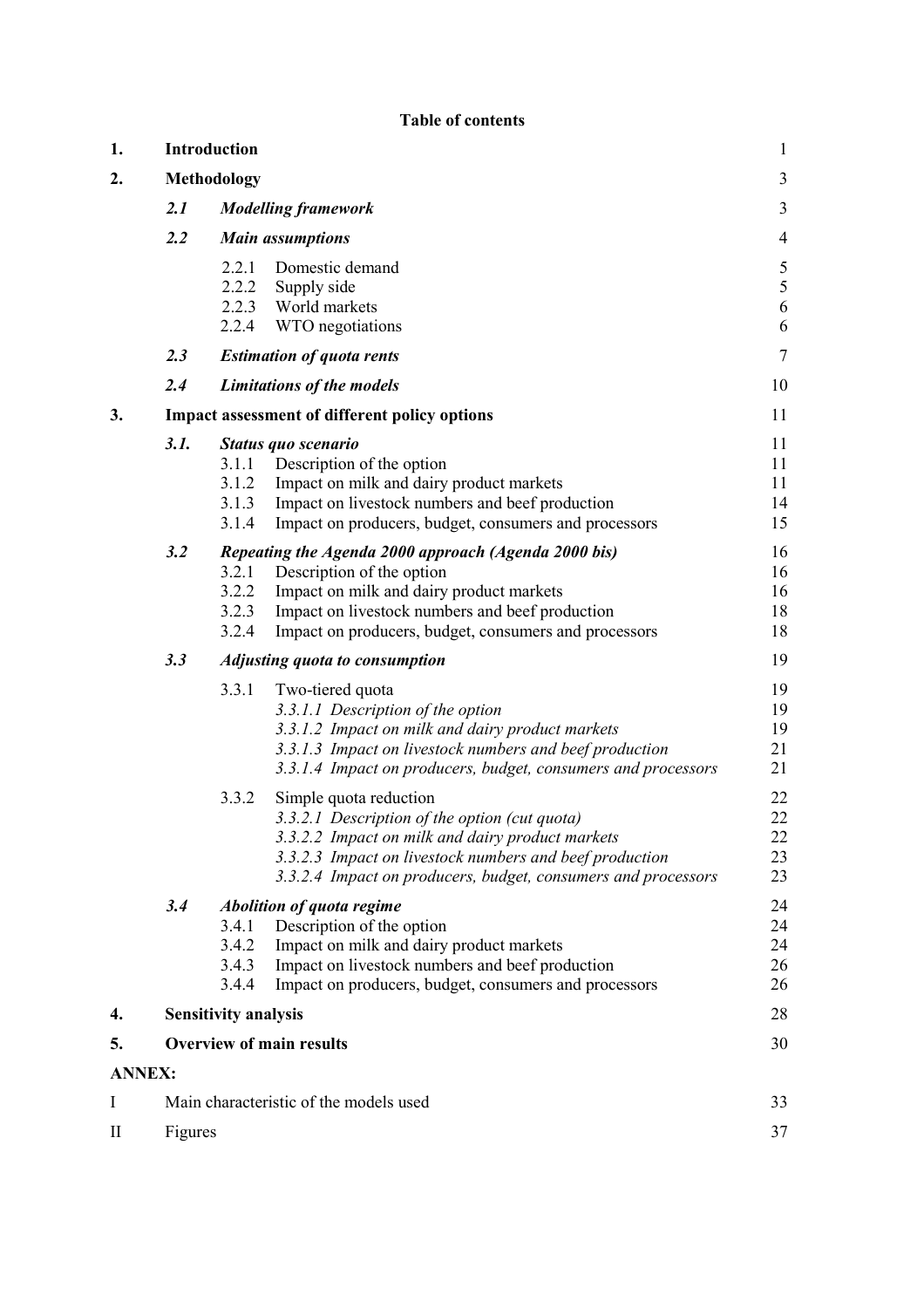**Table of contents**

| | | | |
|---|---|---|---|
| **1.** | **Introduction** | | 1 |
| **2.** | **Methodology** | | 3 |
| | ***2.1*** | ***Modelling framework*** | 3 |
| | ***2.2*** | ***Main assumptions*** | 4 |
| | | 2.2.1 Domestic demand | 5 |
| | | 2.2.2 Supply side | 5 |
| | | 2.2.3 World markets | 6 |
| | | 2.2.4 WTO negotiations | 6 |
| | ***2.3*** | ***Estimation of quota rents*** | 7 |
| | ***2.4*** | ***Limitations of the models*** | 10 |
| **3.** | **Impact assessment of different policy options** | | 11 |
| | ***3.1.*** | ***Status quo scenario*** | 11 |
| | | 3.1.1 Description of the option | 11 |
| | | 3.1.2 Impact on milk and dairy product markets | 11 |
| | | 3.1.3 Impact on livestock numbers and beef production | 14 |
| | | 3.1.4 Impact on producers, budget, consumers and processors | 15 |
| | ***3.2*** | ***Repeating the Agenda 2000 approach (Agenda 2000 bis)*** | 16 |
| | | 3.2.1 Description of the option | 16 |
| | | 3.2.2 Impact on milk and dairy product markets | 16 |
| | | 3.2.3 Impact on livestock numbers and beef production | 18 |
| | | 3.2.4 Impact on producers, budget, consumers and processors | 18 |
| | ***3.3*** | ***Adjusting quota to consumption*** | 19 |
| | | 3.3.1 Two-tiered quota | 19 |
| | | *3.3.1.1 Description of the option* | 19 |
| | | *3.3.1.2 Impact on milk and dairy product markets* | 19 |
| | | *3.3.1.3 Impact on livestock numbers and beef production* | 21 |
| | | *3.3.1.4 Impact on producers, budget, consumers and processors* | 21 |
| | | 3.3.2 Simple quota reduction | 22 |
| | | *3.3.2.1 Description of the option (cut quota)* | 22 |
| | | *3.3.2.2 Impact on milk and dairy product markets* | 22 |
| | | *3.3.2.3 Impact on livestock numbers and beef production* | 23 |
| | | *3.3.2.4 Impact on producers, budget, consumers and processors* | 23 |
| | ***3.4*** | ***Abolition of quota regime*** | 24 |
| | | 3.4.1 Description of the option | 24 |
| | | 3.4.2 Impact on milk and dairy product markets | 24 |
| | | 3.4.3 Impact on livestock numbers and beef production | 26 |
| | | 3.4.4 Impact on producers, budget, consumers and processors | 26 |
| **4.** | **Sensitivity analysis** | | 28 |
| **5.** | **Overview of main results** | | 30 |
| **ANNEX:** | | | |
| I | Main characteristic of the models used | | 33 |
| II | Figures | | 37 |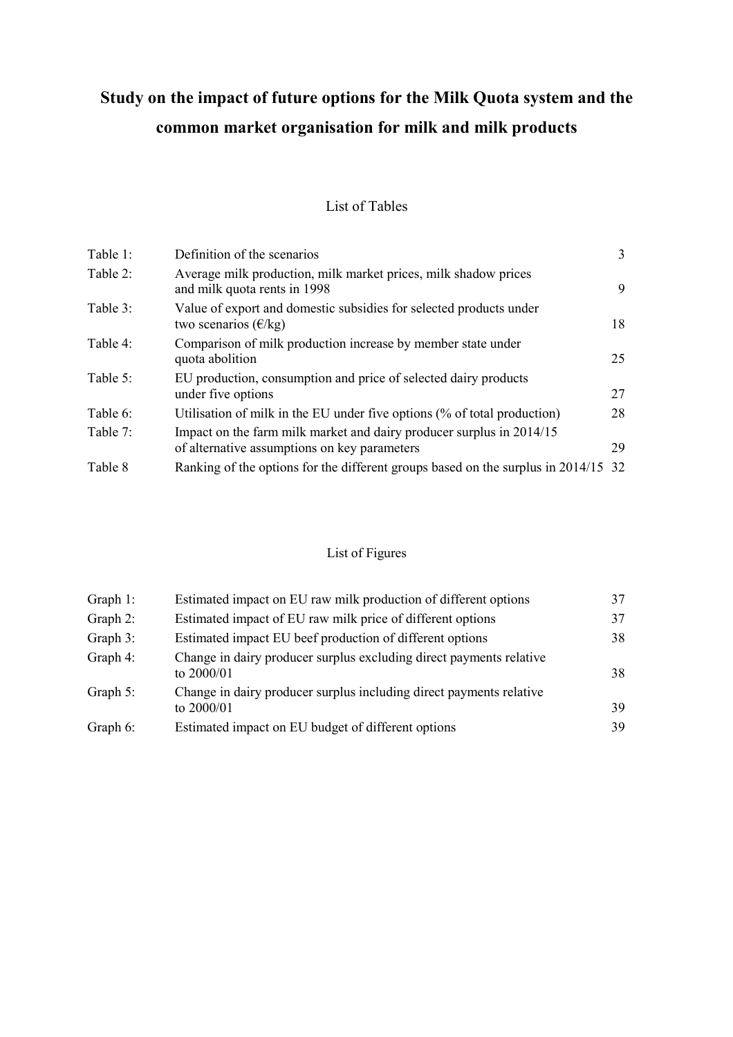# Study on the impact of future options for the Milk Quota system and the common market organisation for milk and milk products

## List of Tables

| | | |
|---|---|---|
| Table 1: | Definition of the scenarios | 3 |
| Table 2: | Average milk production, milk market prices, milk shadow prices and milk quota rents in 1998 | 9 |
| Table 3: | Value of export and domestic subsidies for selected products under two scenarios (€/kg) | 18 |
| Table 4: | Comparison of milk production increase by member state under quota abolition | 25 |
| Table 5: | EU production, consumption and price of selected dairy products under five options | 27 |
| Table 6: | Utilisation of milk in the EU under five options (% of total production) | 28 |
| Table 7: | Impact on the farm milk market and dairy producer surplus in 2014/15 of alternative assumptions on key parameters | 29 |
| Table 8 | Ranking of the options for the different groups based on the surplus in 2014/15 | 32 |

## List of Figures

| | | |
|---|---|---|
| Graph 1: | Estimated impact on EU raw milk production of different options | 37 |
| Graph 2: | Estimated impact of EU raw milk price of different options | 37 |
| Graph 3: | Estimated impact EU beef production of different options | 38 |
| Graph 4: | Change in dairy producer surplus excluding direct payments relative to 2000/01 | 38 |
| Graph 5: | Change in dairy producer surplus including direct payments relative to 2000/01 | 39 |
| Graph 6: | Estimated impact on EU budget of different options | 39 |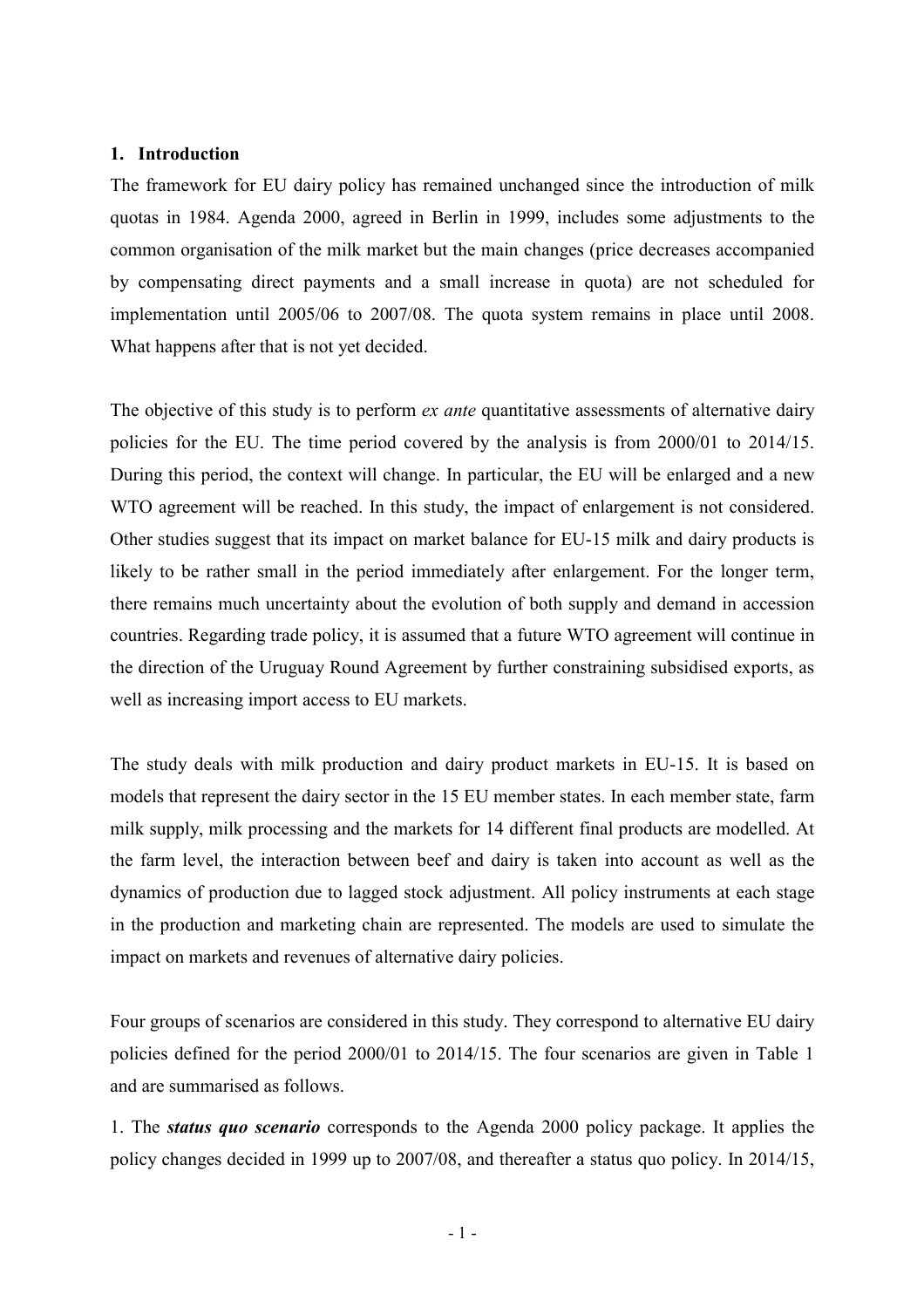## 1. Introduction

The framework for EU dairy policy has remained unchanged since the introduction of milk quotas in 1984. Agenda 2000, agreed in Berlin in 1999, includes some adjustments to the common organisation of the milk market but the main changes (price decreases accompanied by compensating direct payments and a small increase in quota) are not scheduled for implementation until 2005/06 to 2007/08. The quota system remains in place until 2008. What happens after that is not yet decided.

The objective of this study is to perform *ex ante* quantitative assessments of alternative dairy policies for the EU. The time period covered by the analysis is from 2000/01 to 2014/15. During this period, the context will change. In particular, the EU will be enlarged and a new WTO agreement will be reached. In this study, the impact of enlargement is not considered. Other studies suggest that its impact on market balance for EU-15 milk and dairy products is likely to be rather small in the period immediately after enlargement. For the longer term, there remains much uncertainty about the evolution of both supply and demand in accession countries. Regarding trade policy, it is assumed that a future WTO agreement will continue in the direction of the Uruguay Round Agreement by further constraining subsidised exports, as well as increasing import access to EU markets.

The study deals with milk production and dairy product markets in EU-15. It is based on models that represent the dairy sector in the 15 EU member states. In each member state, farm milk supply, milk processing and the markets for 14 different final products are modelled. At the farm level, the interaction between beef and dairy is taken into account as well as the dynamics of production due to lagged stock adjustment. All policy instruments at each stage in the production and marketing chain are represented. The models are used to simulate the impact on markets and revenues of alternative dairy policies.

Four groups of scenarios are considered in this study. They correspond to alternative EU dairy policies defined for the period 2000/01 to 2014/15. The four scenarios are given in Table 1 and are summarised as follows.

1. The ***status quo scenario*** corresponds to the Agenda 2000 policy package. It applies the policy changes decided in 1999 up to 2007/08, and thereafter a status quo policy. In 2014/15,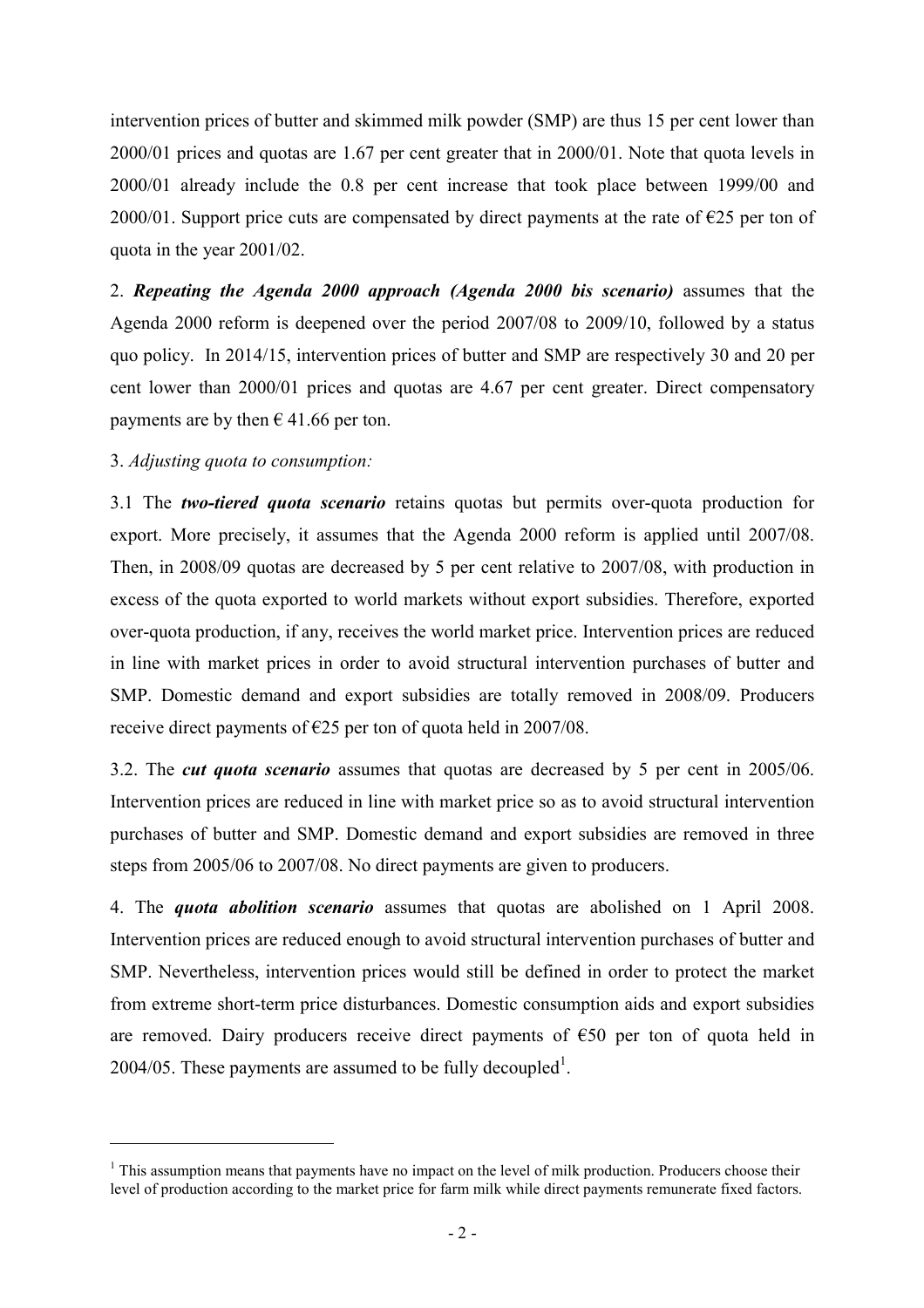intervention prices of butter and skimmed milk powder (SMP) are thus 15 per cent lower than 2000/01 prices and quotas are 1.67 per cent greater that in 2000/01. Note that quota levels in 2000/01 already include the 0.8 per cent increase that took place between 1999/00 and 2000/01. Support price cuts are compensated by direct payments at the rate of €25 per ton of quota in the year 2001/02.

2. ***Repeating the Agenda 2000 approach (Agenda 2000 bis scenario)*** assumes that the Agenda 2000 reform is deepened over the period 2007/08 to 2009/10, followed by a status quo policy. In 2014/15, intervention prices of butter and SMP are respectively 30 and 20 per cent lower than 2000/01 prices and quotas are 4.67 per cent greater. Direct compensatory payments are by then € 41.66 per ton.

3. *Adjusting quota to consumption:*

3.1 The ***two-tiered quota scenario*** retains quotas but permits over-quota production for export. More precisely, it assumes that the Agenda 2000 reform is applied until 2007/08. Then, in 2008/09 quotas are decreased by 5 per cent relative to 2007/08, with production in excess of the quota exported to world markets without export subsidies. Therefore, exported over-quota production, if any, receives the world market price. Intervention prices are reduced in line with market prices in order to avoid structural intervention purchases of butter and SMP. Domestic demand and export subsidies are totally removed in 2008/09. Producers receive direct payments of €25 per ton of quota held in 2007/08.

3.2. The ***cut quota scenario*** assumes that quotas are decreased by 5 per cent in 2005/06. Intervention prices are reduced in line with market price so as to avoid structural intervention purchases of butter and SMP. Domestic demand and export subsidies are removed in three steps from 2005/06 to 2007/08. No direct payments are given to producers.

4. The ***quota abolition scenario*** assumes that quotas are abolished on 1 April 2008. Intervention prices are reduced enough to avoid structural intervention purchases of butter and SMP. Nevertheless, intervention prices would still be defined in order to protect the market from extreme short-term price disturbances. Domestic consumption aids and export subsidies are removed. Dairy producers receive direct payments of €50 per ton of quota held in 2004/05. These payments are assumed to be fully decoupled[1].

---

[1] This assumption means that payments have no impact on the level of milk production. Producers choose their level of production according to the market price for farm milk while direct payments remunerate fixed factors.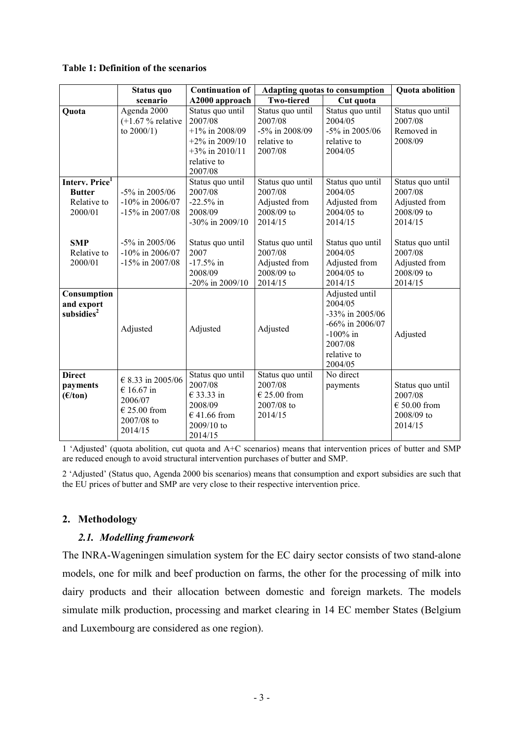**Table 1: Definition of the scenarios**

| | Status quo scenario | Continuation of A2000 approach | Adapting quotas to consumption | | Quota abolition |
|---|---|---|---|---|---|
| | | | Two-tiered | Cut quota | |
| **Quota** | Agenda 2000 (+1.67 % relative to 2000/1) | Status quo until 2007/08 +1% in 2008/09 +2% in 2009/10 +3% in 2010/11 relative to 2007/08 | Status quo until 2007/08 -5% in 2008/09 relative to 2007/08 | Status quo until 2004/05 -5% in 2005/06 relative to 2004/05 | Status quo until 2007/08 Removed in 2008/09 |
| **Interv. Price[1]** **Butter** Relative to 2000/01 | -5% in 2005/06 -10% in 2006/07 -15% in 2007/08 | Status quo until 2007/08 -22.5% in 2008/09 -30% in 2009/10 | Status quo until 2007/08 Adjusted from 2008/09 to 2014/15 | Status quo until 2004/05 Adjusted from 2004/05 to 2014/15 | Status quo until 2007/08 Adjusted from 2008/09 to 2014/15 |
| **SMP** Relative to 2000/01 | -5% in 2005/06 -10% in 2006/07 -15% in 2007/08 | Status quo until 2007 -17.5% in 2008/09 -20% in 2009/10 | Status quo until 2007/08 Adjusted from 2008/09 to 2014/15 | Status quo until 2004/05 Adjusted from 2004/05 to 2014/15 | Status quo until 2007/08 Adjusted from 2008/09 to 2014/15 |
| **Consumption and export subsidies[2]** | Adjusted | Adjusted | Adjusted | Adjusted until 2004/05 -33% in 2005/06 -66% in 2006/07 -100% in 2007/08 relative to 2004/05 | Adjusted |
| **Direct payments (€/ton)** | € 8.33 in 2005/06 € 16.67 in 2006/07 € 25.00 from 2007/08 to 2014/15 | Status quo until 2007/08 € 33.33 in 2008/09 € 41.66 from 2009/10 to 2014/15 | Status quo until 2007/08 € 25.00 from 2007/08 to 2014/15 | No direct payments | Status quo until 2007/08 € 50.00 from 2008/09 to 2014/15 |

1 'Adjusted' (quota abolition, cut quota and A+C scenarios) means that intervention prices of butter and SMP are reduced enough to avoid structural intervention purchases of butter and SMP.

2 'Adjusted' (Status quo, Agenda 2000 bis scenarios) means that consumption and export subsidies are such that the EU prices of butter and SMP are very close to their respective intervention price.

## 2. Methodology

### *2.1. Modelling framework*

The INRA-Wageningen simulation system for the EC dairy sector consists of two stand-alone models, one for milk and beef production on farms, the other for the processing of milk into dairy products and their allocation between domestic and foreign markets. The models simulate milk production, processing and market clearing in 14 EC member States (Belgium and Luxembourg are considered as one region).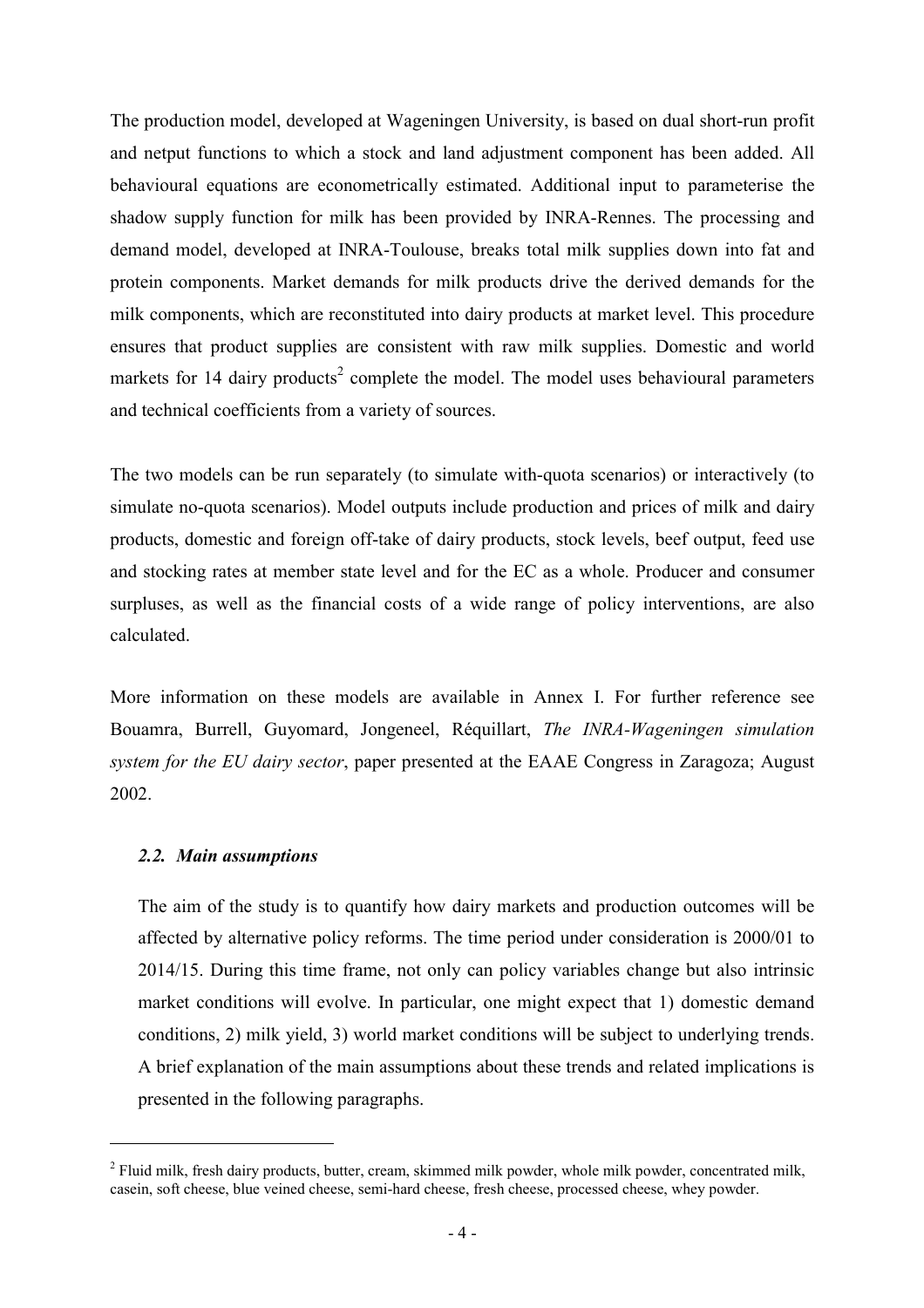The production model, developed at Wageningen University, is based on dual short-run profit and netput functions to which a stock and land adjustment component has been added. All behavioural equations are econometrically estimated. Additional input to parameterise the shadow supply function for milk has been provided by INRA-Rennes. The processing and demand model, developed at INRA-Toulouse, breaks total milk supplies down into fat and protein components. Market demands for milk products drive the derived demands for the milk components, which are reconstituted into dairy products at market level. This procedure ensures that product supplies are consistent with raw milk supplies. Domestic and world markets for 14 dairy products[2] complete the model. The model uses behavioural parameters and technical coefficients from a variety of sources.

The two models can be run separately (to simulate with-quota scenarios) or interactively (to simulate no-quota scenarios). Model outputs include production and prices of milk and dairy products, domestic and foreign off-take of dairy products, stock levels, beef output, feed use and stocking rates at member state level and for the EC as a whole. Producer and consumer surpluses, as well as the financial costs of a wide range of policy interventions, are also calculated.

More information on these models are available in Annex I. For further reference see Bouamra, Burrell, Guyomard, Jongeneel, Réquillart, *The INRA-Wageningen simulation system for the EU dairy sector*, paper presented at the EAAE Congress in Zaragoza; August 2002.

### *2.2. Main assumptions*

The aim of the study is to quantify how dairy markets and production outcomes will be affected by alternative policy reforms. The time period under consideration is 2000/01 to 2014/15. During this time frame, not only can policy variables change but also intrinsic market conditions will evolve. In particular, one might expect that 1) domestic demand conditions, 2) milk yield, 3) world market conditions will be subject to underlying trends. A brief explanation of the main assumptions about these trends and related implications is presented in the following paragraphs.

---

[2] Fluid milk, fresh dairy products, butter, cream, skimmed milk powder, whole milk powder, concentrated milk, casein, soft cheese, blue veined cheese, semi-hard cheese, fresh cheese, processed cheese, whey powder.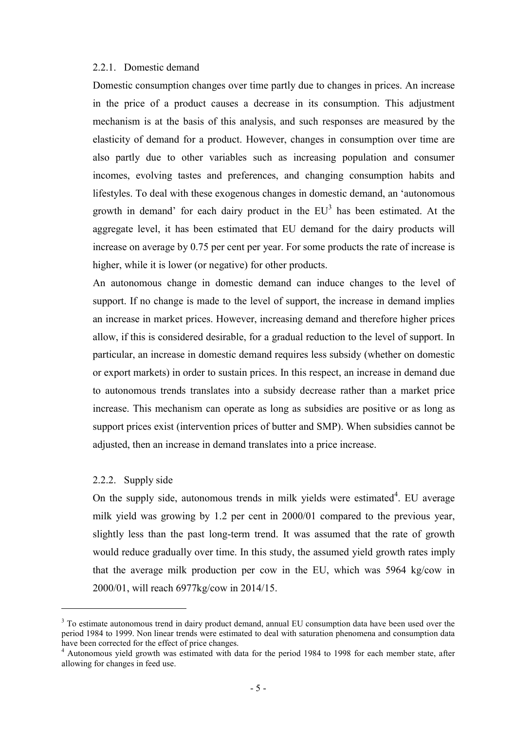### 2.2.1. Domestic demand

Domestic consumption changes over time partly due to changes in prices. An increase in the price of a product causes a decrease in its consumption. This adjustment mechanism is at the basis of this analysis, and such responses are measured by the elasticity of demand for a product. However, changes in consumption over time are also partly due to other variables such as increasing population and consumer incomes, evolving tastes and preferences, and changing consumption habits and lifestyles. To deal with these exogenous changes in domestic demand, an 'autonomous growth in demand' for each dairy product in the EU[3] has been estimated. At the aggregate level, it has been estimated that EU demand for the dairy products will increase on average by 0.75 per cent per year. For some products the rate of increase is higher, while it is lower (or negative) for other products.

An autonomous change in domestic demand can induce changes to the level of support. If no change is made to the level of support, the increase in demand implies an increase in market prices. However, increasing demand and therefore higher prices allow, if this is considered desirable, for a gradual reduction to the level of support. In particular, an increase in domestic demand requires less subsidy (whether on domestic or export markets) in order to sustain prices. In this respect, an increase in demand due to autonomous trends translates into a subsidy decrease rather than a market price increase. This mechanism can operate as long as subsidies are positive or as long as support prices exist (intervention prices of butter and SMP). When subsidies cannot be adjusted, then an increase in demand translates into a price increase.

### 2.2.2. Supply side

On the supply side, autonomous trends in milk yields were estimated[4]. EU average milk yield was growing by 1.2 per cent in 2000/01 compared to the previous year, slightly less than the past long-term trend. It was assumed that the rate of growth would reduce gradually over time. In this study, the assumed yield growth rates imply that the average milk production per cow in the EU, which was 5964 kg/cow in 2000/01, will reach 6977kg/cow in 2014/15.

---

[3] To estimate autonomous trend in dairy product demand, annual EU consumption data have been used over the period 1984 to 1999. Non linear trends were estimated to deal with saturation phenomena and consumption data have been corrected for the effect of price changes.

[4] Autonomous yield growth was estimated with data for the period 1984 to 1998 for each member state, after allowing for changes in feed use.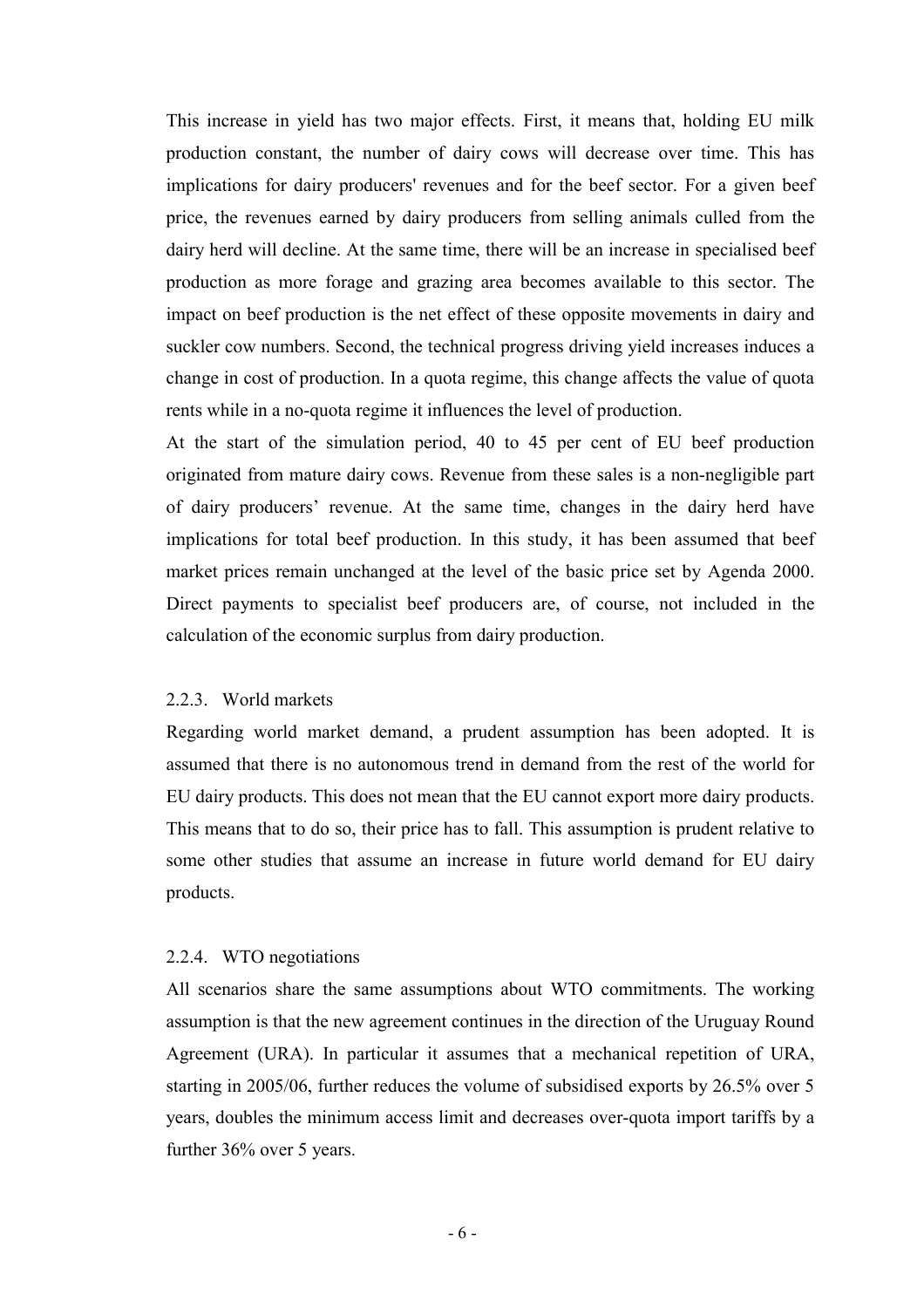This increase in yield has two major effects. First, it means that, holding EU milk production constant, the number of dairy cows will decrease over time. This has implications for dairy producers' revenues and for the beef sector. For a given beef price, the revenues earned by dairy producers from selling animals culled from the dairy herd will decline. At the same time, there will be an increase in specialised beef production as more forage and grazing area becomes available to this sector. The impact on beef production is the net effect of these opposite movements in dairy and suckler cow numbers. Second, the technical progress driving yield increases induces a change in cost of production. In a quota regime, this change affects the value of quota rents while in a no-quota regime it influences the level of production.

At the start of the simulation period, 40 to 45 per cent of EU beef production originated from mature dairy cows. Revenue from these sales is a non-negligible part of dairy producers' revenue. At the same time, changes in the dairy herd have implications for total beef production. In this study, it has been assumed that beef market prices remain unchanged at the level of the basic price set by Agenda 2000. Direct payments to specialist beef producers are, of course, not included in the calculation of the economic surplus from dairy production.

### 2.2.3. World markets

Regarding world market demand, a prudent assumption has been adopted. It is assumed that there is no autonomous trend in demand from the rest of the world for EU dairy products. This does not mean that the EU cannot export more dairy products. This means that to do so, their price has to fall. This assumption is prudent relative to some other studies that assume an increase in future world demand for EU dairy products.

### 2.2.4. WTO negotiations

All scenarios share the same assumptions about WTO commitments. The working assumption is that the new agreement continues in the direction of the Uruguay Round Agreement (URA). In particular it assumes that a mechanical repetition of URA, starting in 2005/06, further reduces the volume of subsidised exports by 26.5% over 5 years, doubles the minimum access limit and decreases over-quota import tariffs by a further 36% over 5 years.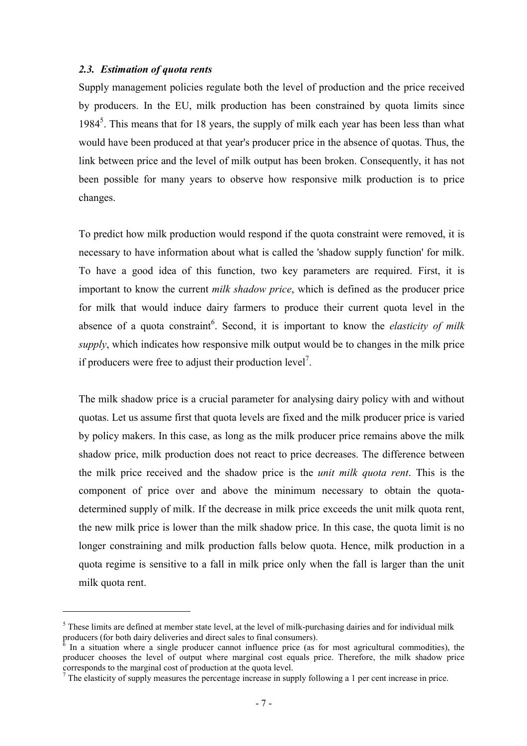### *2.3. Estimation of quota rents*

Supply management policies regulate both the level of production and the price received by producers. In the EU, milk production has been constrained by quota limits since 1984[5]. This means that for 18 years, the supply of milk each year has been less than what would have been produced at that year's producer price in the absence of quotas. Thus, the link between price and the level of milk output has been broken. Consequently, it has not been possible for many years to observe how responsive milk production is to price changes.

To predict how milk production would respond if the quota constraint were removed, it is necessary to have information about what is called the 'shadow supply function' for milk. To have a good idea of this function, two key parameters are required. First, it is important to know the current *milk shadow price*, which is defined as the producer price for milk that would induce dairy farmers to produce their current quota level in the absence of a quota constraint[6]. Second, it is important to know the *elasticity of milk supply*, which indicates how responsive milk output would be to changes in the milk price if producers were free to adjust their production level[7].

The milk shadow price is a crucial parameter for analysing dairy policy with and without quotas. Let us assume first that quota levels are fixed and the milk producer price is varied by policy makers. In this case, as long as the milk producer price remains above the milk shadow price, milk production does not react to price decreases. The difference between the milk price received and the shadow price is the *unit milk quota rent*. This is the component of price over and above the minimum necessary to obtain the quota-determined supply of milk. If the decrease in milk price exceeds the unit milk quota rent, the new milk price is lower than the milk shadow price. In this case, the quota limit is no longer constraining and milk production falls below quota. Hence, milk production in a quota regime is sensitive to a fall in milk price only when the fall is larger than the unit milk quota rent.

---

[5] These limits are defined at member state level, at the level of milk-purchasing dairies and for individual milk producers (for both dairy deliveries and direct sales to final consumers).

[6] In a situation where a single producer cannot influence price (as for most agricultural commodities), the producer chooses the level of output where marginal cost equals price. Therefore, the milk shadow price corresponds to the marginal cost of production at the quota level.

[7] The elasticity of supply measures the percentage increase in supply following a 1 per cent increase in price.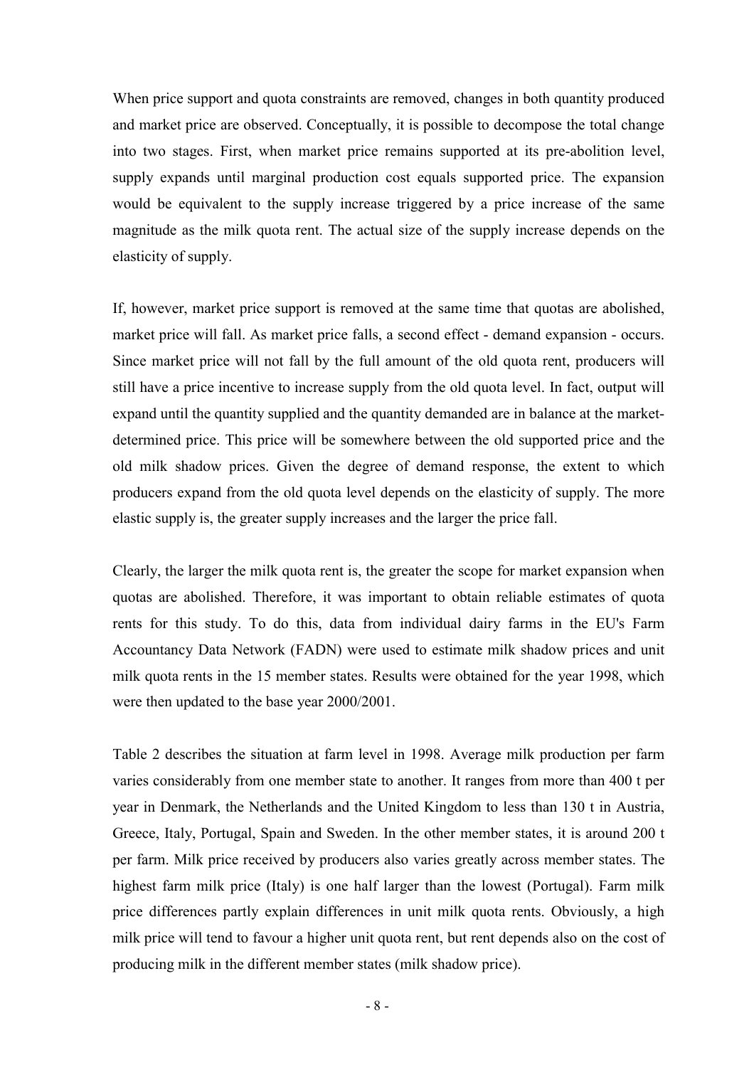When price support and quota constraints are removed, changes in both quantity produced and market price are observed. Conceptually, it is possible to decompose the total change into two stages. First, when market price remains supported at its pre-abolition level, supply expands until marginal production cost equals supported price. The expansion would be equivalent to the supply increase triggered by a price increase of the same magnitude as the milk quota rent. The actual size of the supply increase depends on the elasticity of supply.

If, however, market price support is removed at the same time that quotas are abolished, market price will fall. As market price falls, a second effect - demand expansion - occurs. Since market price will not fall by the full amount of the old quota rent, producers will still have a price incentive to increase supply from the old quota level. In fact, output will expand until the quantity supplied and the quantity demanded are in balance at the market-determined price. This price will be somewhere between the old supported price and the old milk shadow prices. Given the degree of demand response, the extent to which producers expand from the old quota level depends on the elasticity of supply. The more elastic supply is, the greater supply increases and the larger the price fall.

Clearly, the larger the milk quota rent is, the greater the scope for market expansion when quotas are abolished. Therefore, it was important to obtain reliable estimates of quota rents for this study. To do this, data from individual dairy farms in the EU's Farm Accountancy Data Network (FADN) were used to estimate milk shadow prices and unit milk quota rents in the 15 member states. Results were obtained for the year 1998, which were then updated to the base year 2000/2001.

Table 2 describes the situation at farm level in 1998. Average milk production per farm varies considerably from one member state to another. It ranges from more than 400 t per year in Denmark, the Netherlands and the United Kingdom to less than 130 t in Austria, Greece, Italy, Portugal, Spain and Sweden. In the other member states, it is around 200 t per farm. Milk price received by producers also varies greatly across member states. The highest farm milk price (Italy) is one half larger than the lowest (Portugal). Farm milk price differences partly explain differences in unit milk quota rents. Obviously, a high milk price will tend to favour a higher unit quota rent, but rent depends also on the cost of producing milk in the different member states (milk shadow price).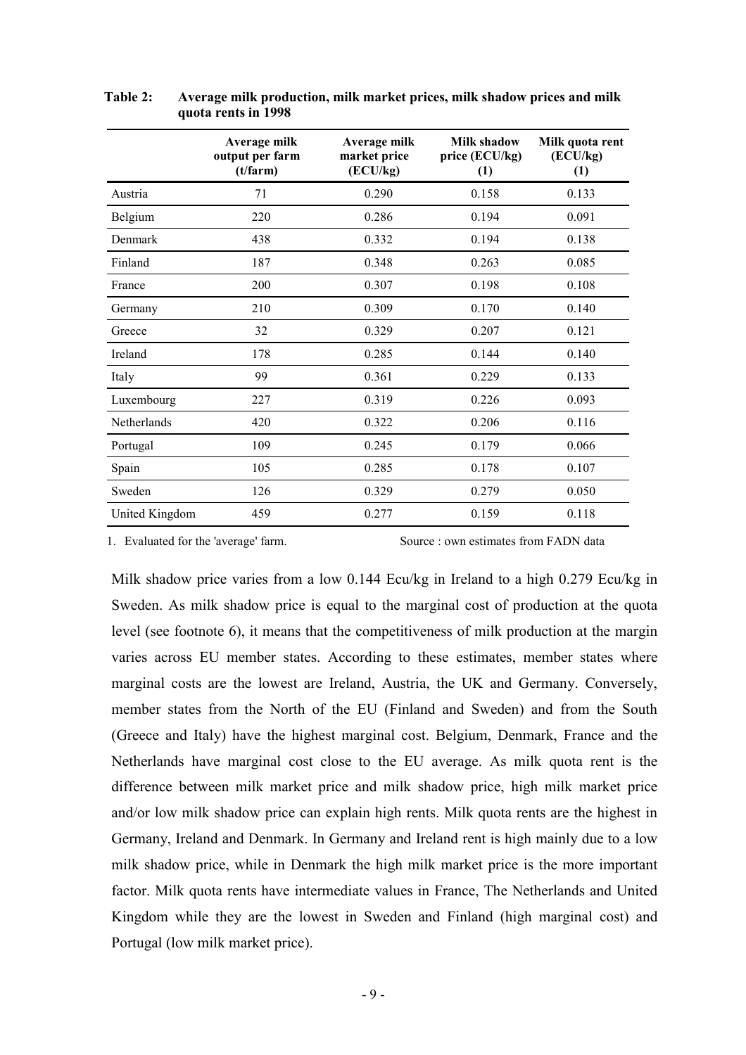**Table 2: Average milk production, milk market prices, milk shadow prices and milk quota rents in 1998**

| | Average milk output per farm (t/farm) | Average milk market price (ECU/kg) | Milk shadow price (ECU/kg) (1) | Milk quota rent (ECU/kg) (1) |
|---|---|---|---|---|
| Austria | 71 | 0.290 | 0.158 | 0.133 |
| Belgium | 220 | 0.286 | 0.194 | 0.091 |
| Denmark | 438 | 0.332 | 0.194 | 0.138 |
| Finland | 187 | 0.348 | 0.263 | 0.085 |
| France | 200 | 0.307 | 0.198 | 0.108 |
| Germany | 210 | 0.309 | 0.170 | 0.140 |
| Greece | 32 | 0.329 | 0.207 | 0.121 |
| Ireland | 178 | 0.285 | 0.144 | 0.140 |
| Italy | 99 | 0.361 | 0.229 | 0.133 |
| Luxembourg | 227 | 0.319 | 0.226 | 0.093 |
| Netherlands | 420 | 0.322 | 0.206 | 0.116 |
| Portugal | 109 | 0.245 | 0.179 | 0.066 |
| Spain | 105 | 0.285 | 0.178 | 0.107 |
| Sweden | 126 | 0.329 | 0.279 | 0.050 |
| United Kingdom | 459 | 0.277 | 0.159 | 0.118 |

1. Evaluated for the 'average' farm. Source : own estimates from FADN data

Milk shadow price varies from a low 0.144 Ecu/kg in Ireland to a high 0.279 Ecu/kg in Sweden. As milk shadow price is equal to the marginal cost of production at the quota level (see footnote 6), it means that the competitiveness of milk production at the margin varies across EU member states. According to these estimates, member states where marginal costs are the lowest are Ireland, Austria, the UK and Germany. Conversely, member states from the North of the EU (Finland and Sweden) and from the South (Greece and Italy) have the highest marginal cost. Belgium, Denmark, France and the Netherlands have marginal cost close to the EU average. As milk quota rent is the difference between milk market price and milk shadow price, high milk market price and/or low milk shadow price can explain high rents. Milk quota rents are the highest in Germany, Ireland and Denmark. In Germany and Ireland rent is high mainly due to a low milk shadow price, while in Denmark the high milk market price is the more important factor. Milk quota rents have intermediate values in France, The Netherlands and United Kingdom while they are the lowest in Sweden and Finland (high marginal cost) and Portugal (low milk market price).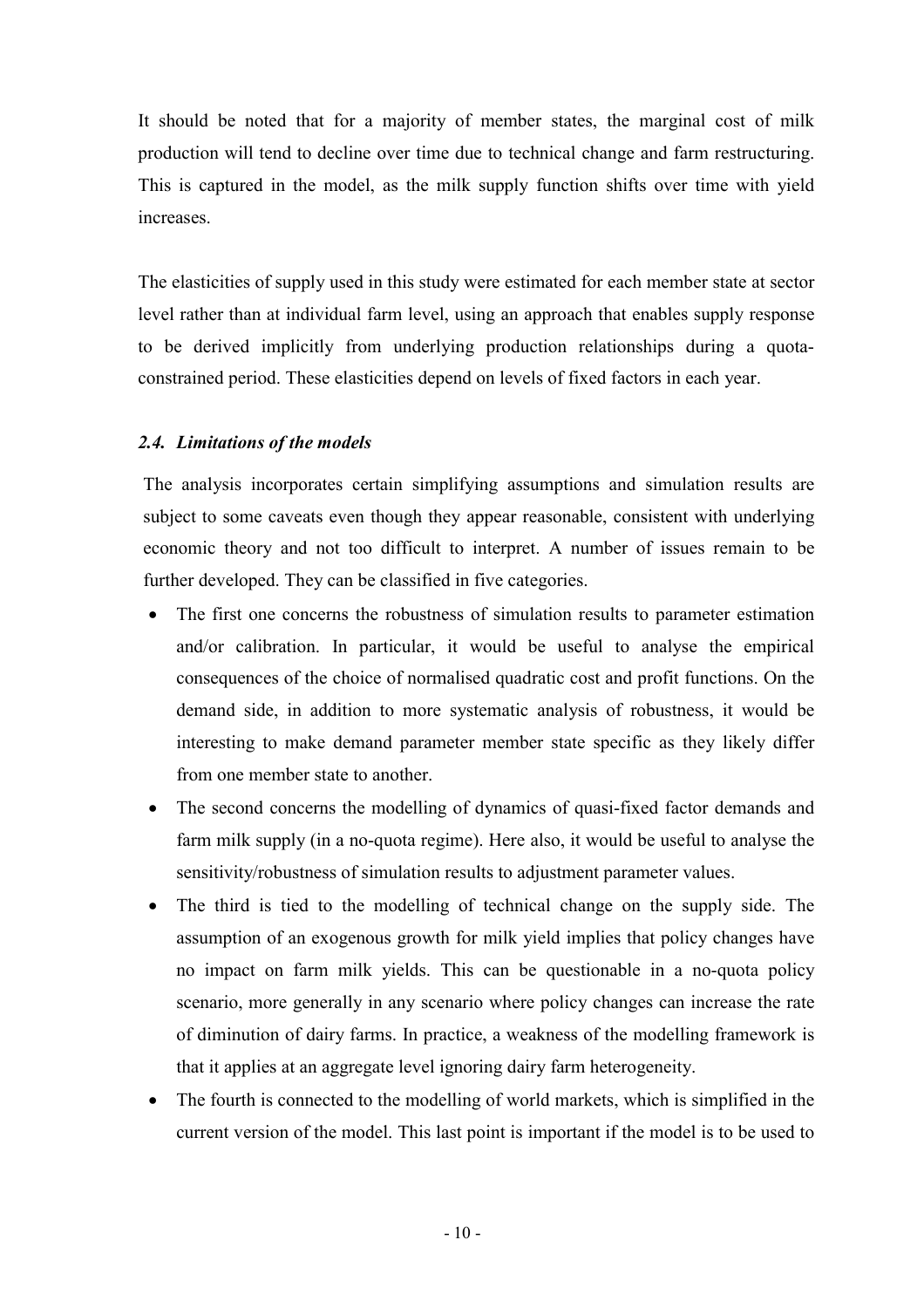It should be noted that for a majority of member states, the marginal cost of milk production will tend to decline over time due to technical change and farm restructuring. This is captured in the model, as the milk supply function shifts over time with yield increases.

The elasticities of supply used in this study were estimated for each member state at sector level rather than at individual farm level, using an approach that enables supply response to be derived implicitly from underlying production relationships during a quota-constrained period. These elasticities depend on levels of fixed factors in each year.

### *2.4. Limitations of the models*

The analysis incorporates certain simplifying assumptions and simulation results are subject to some caveats even though they appear reasonable, consistent with underlying economic theory and not too difficult to interpret. A number of issues remain to be further developed. They can be classified in five categories.

- The first one concerns the robustness of simulation results to parameter estimation and/or calibration. In particular, it would be useful to analyse the empirical consequences of the choice of normalised quadratic cost and profit functions. On the demand side, in addition to more systematic analysis of robustness, it would be interesting to make demand parameter member state specific as they likely differ from one member state to another.
- The second concerns the modelling of dynamics of quasi-fixed factor demands and farm milk supply (in a no-quota regime). Here also, it would be useful to analyse the sensitivity/robustness of simulation results to adjustment parameter values.
- The third is tied to the modelling of technical change on the supply side. The assumption of an exogenous growth for milk yield implies that policy changes have no impact on farm milk yields. This can be questionable in a no-quota policy scenario, more generally in any scenario where policy changes can increase the rate of diminution of dairy farms. In practice, a weakness of the modelling framework is that it applies at an aggregate level ignoring dairy farm heterogeneity.
- The fourth is connected to the modelling of world markets, which is simplified in the current version of the model. This last point is important if the model is to be used to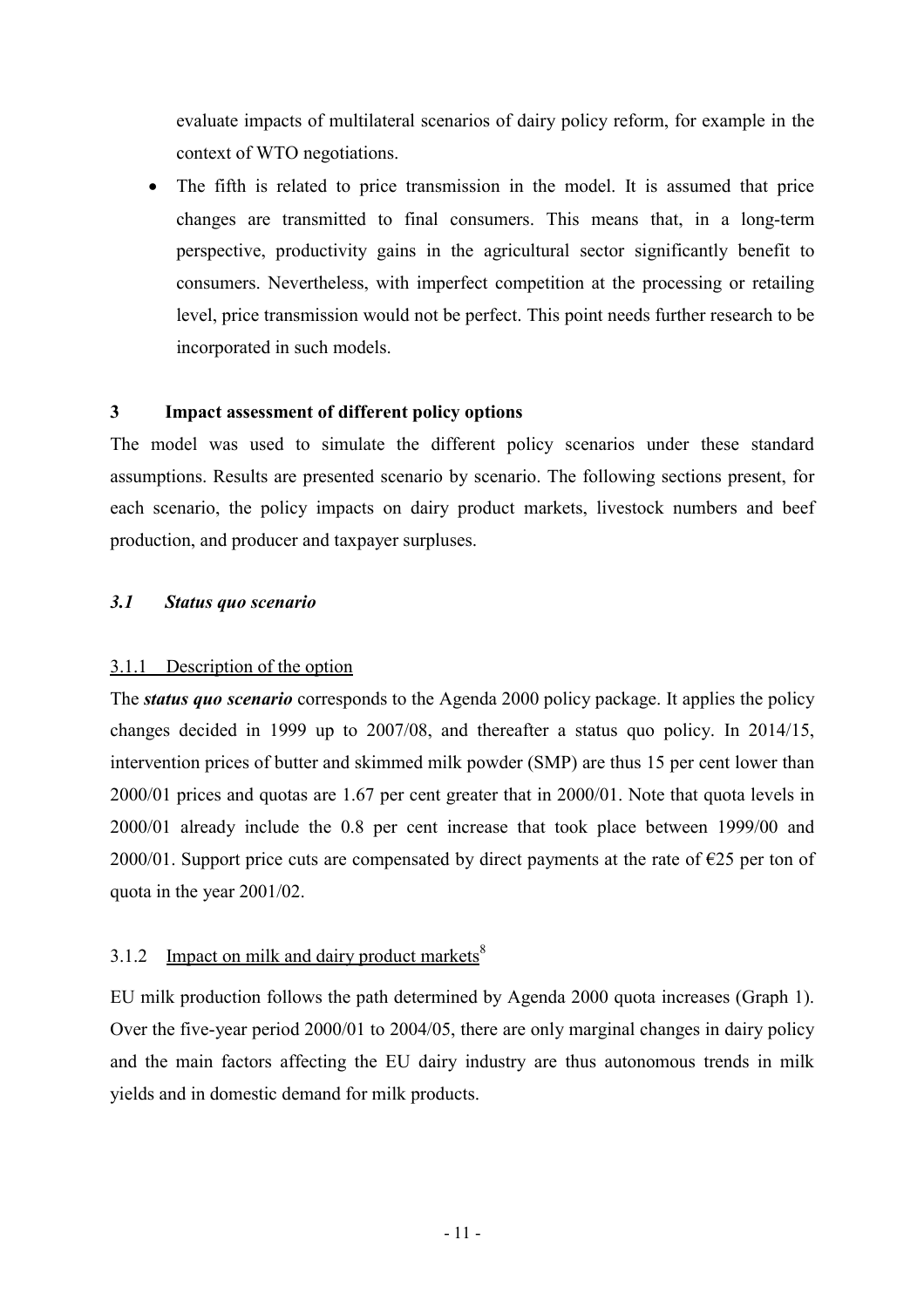evaluate impacts of multilateral scenarios of dairy policy reform, for example in the context of WTO negotiations.

- The fifth is related to price transmission in the model. It is assumed that price changes are transmitted to final consumers. This means that, in a long-term perspective, productivity gains in the agricultural sector significantly benefit to consumers. Nevertheless, with imperfect competition at the processing or retailing level, price transmission would not be perfect. This point needs further research to be incorporated in such models.

## 3 Impact assessment of different policy options

The model was used to simulate the different policy scenarios under these standard assumptions. Results are presented scenario by scenario. The following sections present, for each scenario, the policy impacts on dairy product markets, livestock numbers and beef production, and producer and taxpayer surpluses.

### *3.1 Status quo scenario*

#### 3.1.1 Description of the option

The ***status quo scenario*** corresponds to the Agenda 2000 policy package. It applies the policy changes decided in 1999 up to 2007/08, and thereafter a status quo policy. In 2014/15, intervention prices of butter and skimmed milk powder (SMP) are thus 15 per cent lower than 2000/01 prices and quotas are 1.67 per cent greater that in 2000/01. Note that quota levels in 2000/01 already include the 0.8 per cent increase that took place between 1999/00 and 2000/01. Support price cuts are compensated by direct payments at the rate of €25 per ton of quota in the year 2001/02.

#### 3.1.2 Impact on milk and dairy product markets[8]

EU milk production follows the path determined by Agenda 2000 quota increases (Graph 1). Over the five-year period 2000/01 to 2004/05, there are only marginal changes in dairy policy and the main factors affecting the EU dairy industry are thus autonomous trends in milk yields and in domestic demand for milk products.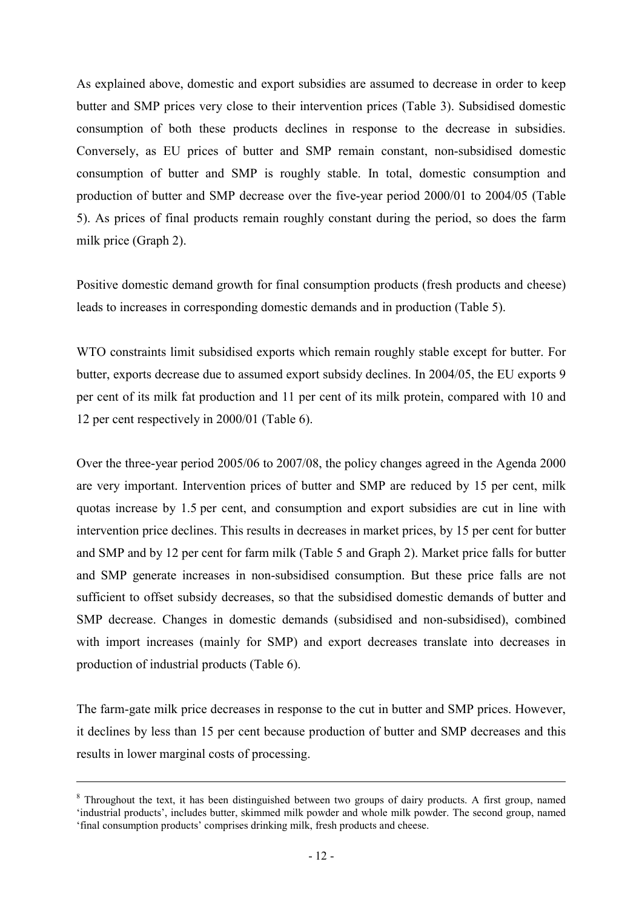As explained above, domestic and export subsidies are assumed to decrease in order to keep butter and SMP prices very close to their intervention prices (Table 3). Subsidised domestic consumption of both these products declines in response to the decrease in subsidies. Conversely, as EU prices of butter and SMP remain constant, non-subsidised domestic consumption of butter and SMP is roughly stable. In total, domestic consumption and production of butter and SMP decrease over the five-year period 2000/01 to 2004/05 (Table 5). As prices of final products remain roughly constant during the period, so does the farm milk price (Graph 2).

Positive domestic demand growth for final consumption products (fresh products and cheese) leads to increases in corresponding domestic demands and in production (Table 5).

WTO constraints limit subsidised exports which remain roughly stable except for butter. For butter, exports decrease due to assumed export subsidy declines. In 2004/05, the EU exports 9 per cent of its milk fat production and 11 per cent of its milk protein, compared with 10 and 12 per cent respectively in 2000/01 (Table 6).

Over the three-year period 2005/06 to 2007/08, the policy changes agreed in the Agenda 2000 are very important. Intervention prices of butter and SMP are reduced by 15 per cent, milk quotas increase by 1.5 per cent, and consumption and export subsidies are cut in line with intervention price declines. This results in decreases in market prices, by 15 per cent for butter and SMP and by 12 per cent for farm milk (Table 5 and Graph 2). Market price falls for butter and SMP generate increases in non-subsidised consumption. But these price falls are not sufficient to offset subsidy decreases, so that the subsidised domestic demands of butter and SMP decrease. Changes in domestic demands (subsidised and non-subsidised), combined with import increases (mainly for SMP) and export decreases translate into decreases in production of industrial products (Table 6).

The farm-gate milk price decreases in response to the cut in butter and SMP prices. However, it declines by less than 15 per cent because production of butter and SMP decreases and this results in lower marginal costs of processing.

---

[8] Throughout the text, it has been distinguished between two groups of dairy products. A first group, named 'industrial products', includes butter, skimmed milk powder and whole milk powder. The second group, named 'final consumption products' comprises drinking milk, fresh products and cheese.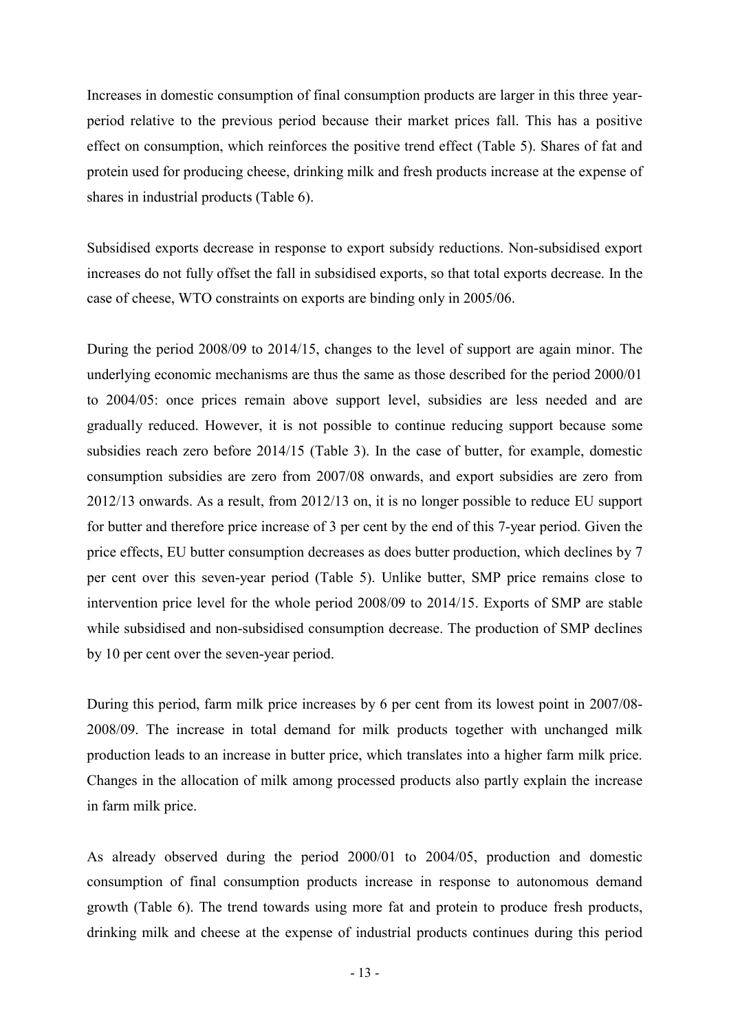Increases in domestic consumption of final consumption products are larger in this three year-period relative to the previous period because their market prices fall. This has a positive effect on consumption, which reinforces the positive trend effect (Table 5). Shares of fat and protein used for producing cheese, drinking milk and fresh products increase at the expense of shares in industrial products (Table 6).

Subsidised exports decrease in response to export subsidy reductions. Non-subsidised export increases do not fully offset the fall in subsidised exports, so that total exports decrease. In the case of cheese, WTO constraints on exports are binding only in 2005/06.

During the period 2008/09 to 2014/15, changes to the level of support are again minor. The underlying economic mechanisms are thus the same as those described for the period 2000/01 to 2004/05: once prices remain above support level, subsidies are less needed and are gradually reduced. However, it is not possible to continue reducing support because some subsidies reach zero before 2014/15 (Table 3). In the case of butter, for example, domestic consumption subsidies are zero from 2007/08 onwards, and export subsidies are zero from 2012/13 onwards. As a result, from 2012/13 on, it is no longer possible to reduce EU support for butter and therefore price increase of 3 per cent by the end of this 7-year period. Given the price effects, EU butter consumption decreases as does butter production, which declines by 7 per cent over this seven-year period (Table 5). Unlike butter, SMP price remains close to intervention price level for the whole period 2008/09 to 2014/15. Exports of SMP are stable while subsidised and non-subsidised consumption decrease. The production of SMP declines by 10 per cent over the seven-year period.

During this period, farm milk price increases by 6 per cent from its lowest point in 2007/08-2008/09. The increase in total demand for milk products together with unchanged milk production leads to an increase in butter price, which translates into a higher farm milk price. Changes in the allocation of milk among processed products also partly explain the increase in farm milk price.

As already observed during the period 2000/01 to 2004/05, production and domestic consumption of final consumption products increase in response to autonomous demand growth (Table 6). The trend towards using more fat and protein to produce fresh products, drinking milk and cheese at the expense of industrial products continues during this period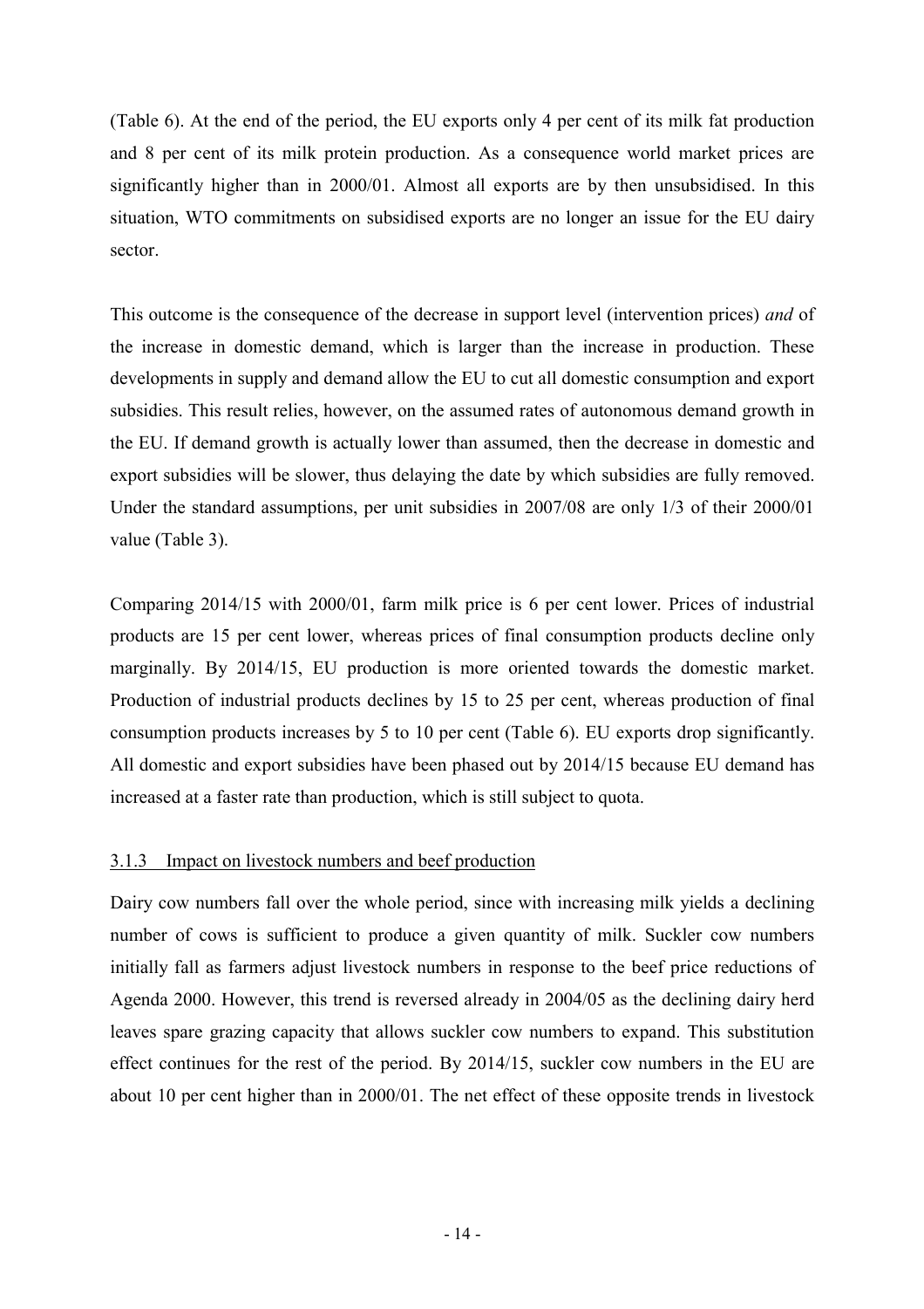(Table 6). At the end of the period, the EU exports only 4 per cent of its milk fat production and 8 per cent of its milk protein production. As a consequence world market prices are significantly higher than in 2000/01. Almost all exports are by then unsubsidised. In this situation, WTO commitments on subsidised exports are no longer an issue for the EU dairy sector.

This outcome is the consequence of the decrease in support level (intervention prices) *and* of the increase in domestic demand, which is larger than the increase in production. These developments in supply and demand allow the EU to cut all domestic consumption and export subsidies. This result relies, however, on the assumed rates of autonomous demand growth in the EU. If demand growth is actually lower than assumed, then the decrease in domestic and export subsidies will be slower, thus delaying the date by which subsidies are fully removed. Under the standard assumptions, per unit subsidies in 2007/08 are only 1/3 of their 2000/01 value (Table 3).

Comparing 2014/15 with 2000/01, farm milk price is 6 per cent lower. Prices of industrial products are 15 per cent lower, whereas prices of final consumption products decline only marginally. By 2014/15, EU production is more oriented towards the domestic market. Production of industrial products declines by 15 to 25 per cent, whereas production of final consumption products increases by 5 to 10 per cent (Table 6). EU exports drop significantly. All domestic and export subsidies have been phased out by 2014/15 because EU demand has increased at a faster rate than production, which is still subject to quota.

### 3.1.3 Impact on livestock numbers and beef production

Dairy cow numbers fall over the whole period, since with increasing milk yields a declining number of cows is sufficient to produce a given quantity of milk. Suckler cow numbers initially fall as farmers adjust livestock numbers in response to the beef price reductions of Agenda 2000. However, this trend is reversed already in 2004/05 as the declining dairy herd leaves spare grazing capacity that allows suckler cow numbers to expand. This substitution effect continues for the rest of the period. By 2014/15, suckler cow numbers in the EU are about 10 per cent higher than in 2000/01. The net effect of these opposite trends in livestock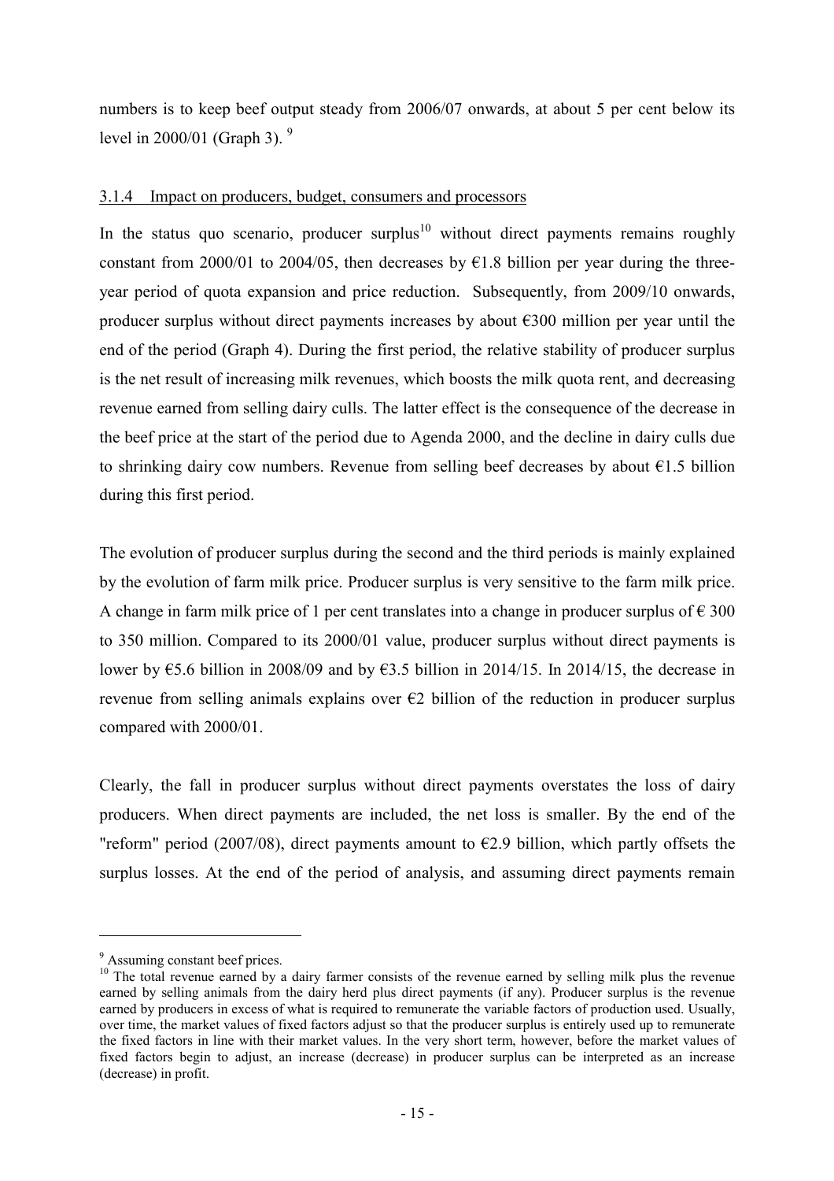numbers is to keep beef output steady from 2006/07 onwards, at about 5 per cent below its level in 2000/01 (Graph 3). [9]

### 3.1.4 Impact on producers, budget, consumers and processors

In the status quo scenario, producer surplus[10] without direct payments remains roughly constant from 2000/01 to 2004/05, then decreases by €1.8 billion per year during the three-year period of quota expansion and price reduction. Subsequently, from 2009/10 onwards, producer surplus without direct payments increases by about €300 million per year until the end of the period (Graph 4). During the first period, the relative stability of producer surplus is the net result of increasing milk revenues, which boosts the milk quota rent, and decreasing revenue earned from selling dairy culls. The latter effect is the consequence of the decrease in the beef price at the start of the period due to Agenda 2000, and the decline in dairy culls due to shrinking dairy cow numbers. Revenue from selling beef decreases by about €1.5 billion during this first period.

The evolution of producer surplus during the second and the third periods is mainly explained by the evolution of farm milk price. Producer surplus is very sensitive to the farm milk price. A change in farm milk price of 1 per cent translates into a change in producer surplus of € 300 to 350 million. Compared to its 2000/01 value, producer surplus without direct payments is lower by €5.6 billion in 2008/09 and by €3.5 billion in 2014/15. In 2014/15, the decrease in revenue from selling animals explains over €2 billion of the reduction in producer surplus compared with 2000/01.

Clearly, the fall in producer surplus without direct payments overstates the loss of dairy producers. When direct payments are included, the net loss is smaller. By the end of the "reform" period (2007/08), direct payments amount to €2.9 billion, which partly offsets the surplus losses. At the end of the period of analysis, and assuming direct payments remain

---

[9] Assuming constant beef prices.

[10] The total revenue earned by a dairy farmer consists of the revenue earned by selling milk plus the revenue earned by selling animals from the dairy herd plus direct payments (if any). Producer surplus is the revenue earned by producers in excess of what is required to remunerate the variable factors of production used. Usually, over time, the market values of fixed factors adjust so that the producer surplus is entirely used up to remunerate the fixed factors in line with their market values. In the very short term, however, before the market values of fixed factors begin to adjust, an increase (decrease) in producer surplus can be interpreted as an increase (decrease) in profit.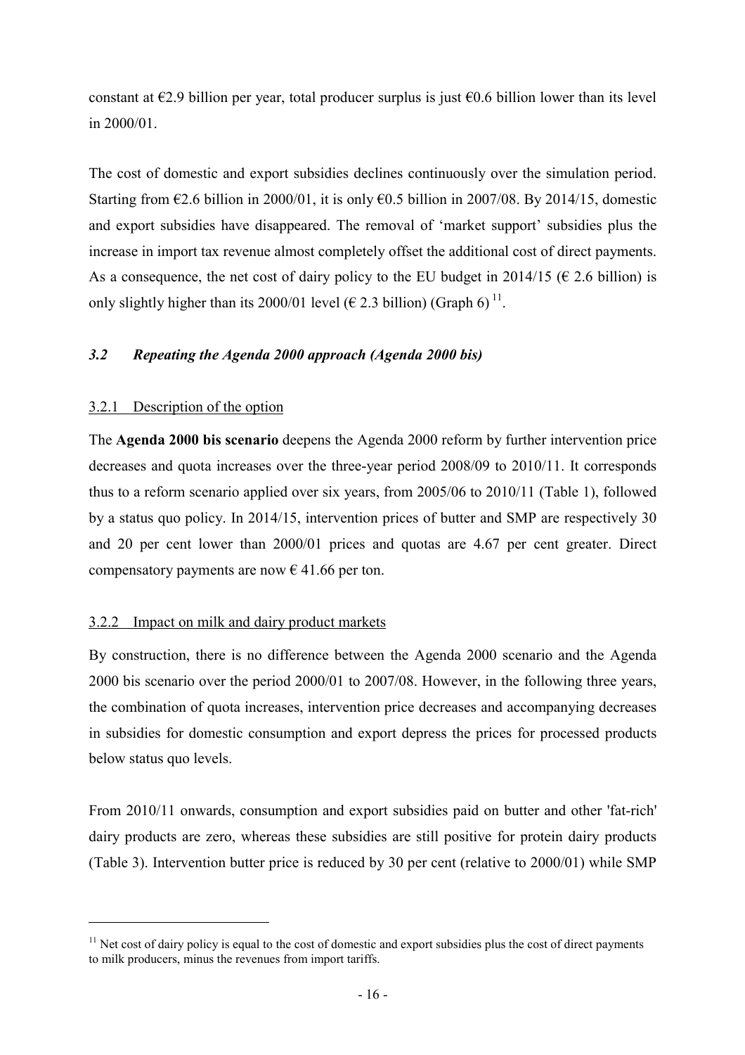constant at €2.9 billion per year, total producer surplus is just €0.6 billion lower than its level in 2000/01.

The cost of domestic and export subsidies declines continuously over the simulation period. Starting from €2.6 billion in 2000/01, it is only €0.5 billion in 2007/08. By 2014/15, domestic and export subsidies have disappeared. The removal of 'market support' subsidies plus the increase in import tax revenue almost completely offset the additional cost of direct payments. As a consequence, the net cost of dairy policy to the EU budget in 2014/15 (€ 2.6 billion) is only slightly higher than its 2000/01 level (€ 2.3 billion) (Graph 6) [11].

### *3.2 Repeating the Agenda 2000 approach (Agenda 2000 bis)*

#### 3.2.1 Description of the option

The **Agenda 2000 bis scenario** deepens the Agenda 2000 reform by further intervention price decreases and quota increases over the three-year period 2008/09 to 2010/11. It corresponds thus to a reform scenario applied over six years, from 2005/06 to 2010/11 (Table 1), followed by a status quo policy. In 2014/15, intervention prices of butter and SMP are respectively 30 and 20 per cent lower than 2000/01 prices and quotas are 4.67 per cent greater. Direct compensatory payments are now € 41.66 per ton.

#### 3.2.2 Impact on milk and dairy product markets

By construction, there is no difference between the Agenda 2000 scenario and the Agenda 2000 bis scenario over the period 2000/01 to 2007/08. However, in the following three years, the combination of quota increases, intervention price decreases and accompanying decreases in subsidies for domestic consumption and export depress the prices for processed products below status quo levels.

From 2010/11 onwards, consumption and export subsidies paid on butter and other 'fat-rich' dairy products are zero, whereas these subsidies are still positive for protein dairy products (Table 3). Intervention butter price is reduced by 30 per cent (relative to 2000/01) while SMP

[11] Net cost of dairy policy is equal to the cost of domestic and export subsidies plus the cost of direct payments to milk producers, minus the revenues from import tariffs.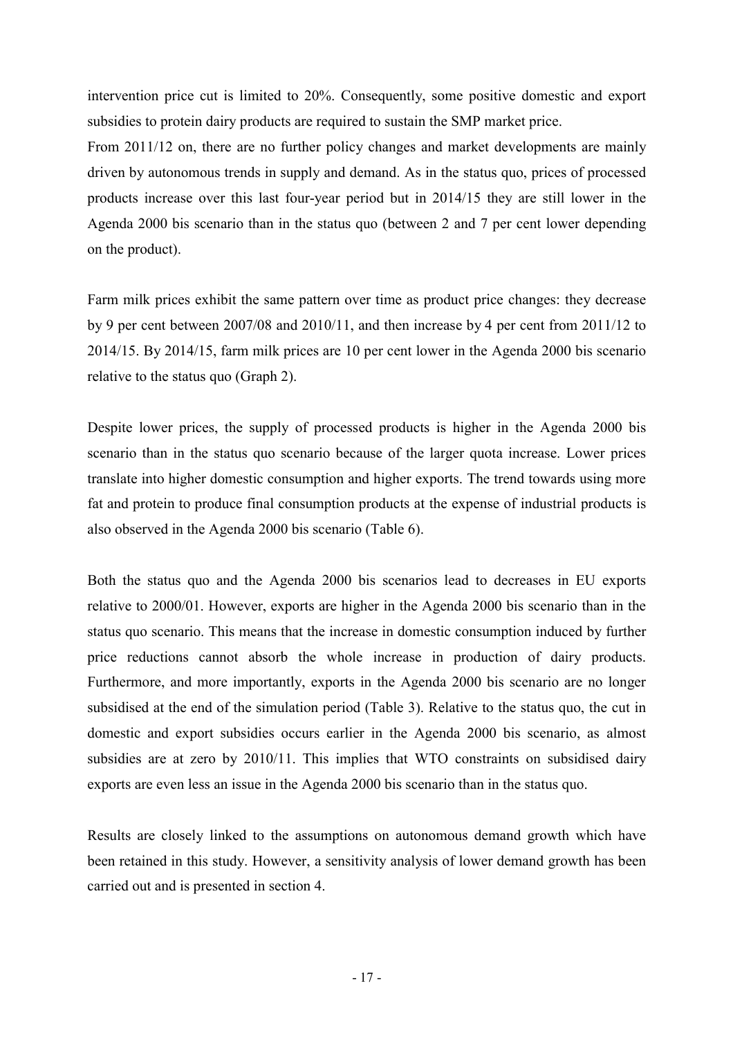intervention price cut is limited to 20%. Consequently, some positive domestic and export subsidies to protein dairy products are required to sustain the SMP market price.

From 2011/12 on, there are no further policy changes and market developments are mainly driven by autonomous trends in supply and demand. As in the status quo, prices of processed products increase over this last four-year period but in 2014/15 they are still lower in the Agenda 2000 bis scenario than in the status quo (between 2 and 7 per cent lower depending on the product).

Farm milk prices exhibit the same pattern over time as product price changes: they decrease by 9 per cent between 2007/08 and 2010/11, and then increase by 4 per cent from 2011/12 to 2014/15. By 2014/15, farm milk prices are 10 per cent lower in the Agenda 2000 bis scenario relative to the status quo (Graph 2).

Despite lower prices, the supply of processed products is higher in the Agenda 2000 bis scenario than in the status quo scenario because of the larger quota increase. Lower prices translate into higher domestic consumption and higher exports. The trend towards using more fat and protein to produce final consumption products at the expense of industrial products is also observed in the Agenda 2000 bis scenario (Table 6).

Both the status quo and the Agenda 2000 bis scenarios lead to decreases in EU exports relative to 2000/01. However, exports are higher in the Agenda 2000 bis scenario than in the status quo scenario. This means that the increase in domestic consumption induced by further price reductions cannot absorb the whole increase in production of dairy products. Furthermore, and more importantly, exports in the Agenda 2000 bis scenario are no longer subsidised at the end of the simulation period (Table 3). Relative to the status quo, the cut in domestic and export subsidies occurs earlier in the Agenda 2000 bis scenario, as almost subsidies are at zero by 2010/11. This implies that WTO constraints on subsidised dairy exports are even less an issue in the Agenda 2000 bis scenario than in the status quo.

Results are closely linked to the assumptions on autonomous demand growth which have been retained in this study. However, a sensitivity analysis of lower demand growth has been carried out and is presented in section 4.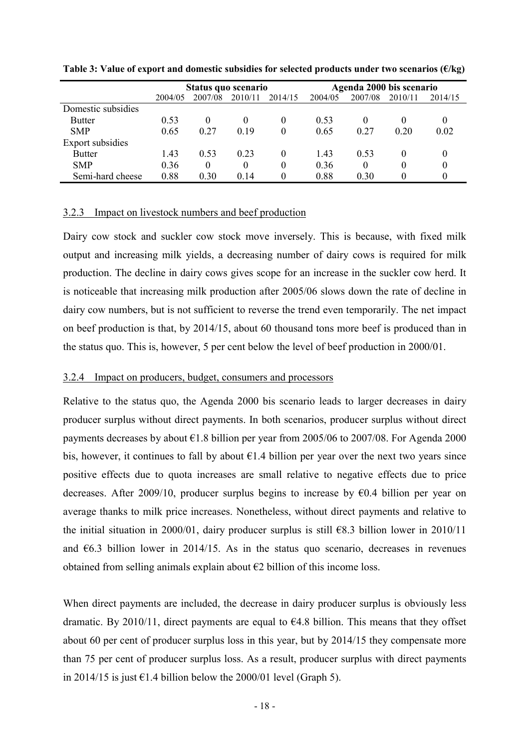**Table 3: Value of export and domestic subsidies for selected products under two scenarios (€/kg)**

| | Status quo scenario | | | | Agenda 2000 bis scenario | | | |
|---|---|---|---|---|---|---|---|---|
| | 2004/05 | 2007/08 | 2010/11 | 2014/15 | 2004/05 | 2007/08 | 2010/11 | 2014/15 |
| Domestic subsidies | | | | | | | | |
| Butter | 0.53 | 0 | 0 | 0 | 0.53 | 0 | 0 | 0 |
| SMP | 0.65 | 0.27 | 0.19 | 0 | 0.65 | 0.27 | 0.20 | 0.02 |
| Export subsidies | | | | | | | | |
| Butter | 1.43 | 0.53 | 0.23 | 0 | 1.43 | 0.53 | 0 | 0 |
| SMP | 0.36 | 0 | 0 | 0 | 0.36 | 0 | 0 | 0 |
| Semi-hard cheese | 0.88 | 0.30 | 0.14 | 0 | 0.88 | 0.30 | 0 | 0 |

#### 3.2.3 Impact on livestock numbers and beef production

Dairy cow stock and suckler cow stock move inversely. This is because, with fixed milk output and increasing milk yields, a decreasing number of dairy cows is required for milk production. The decline in dairy cows gives scope for an increase in the suckler cow herd. It is noticeable that increasing milk production after 2005/06 slows down the rate of decline in dairy cow numbers, but is not sufficient to reverse the trend even temporarily. The net impact on beef production is that, by 2014/15, about 60 thousand tons more beef is produced than in the status quo. This is, however, 5 per cent below the level of beef production in 2000/01.

#### 3.2.4 Impact on producers, budget, consumers and processors

Relative to the status quo, the Agenda 2000 bis scenario leads to larger decreases in dairy producer surplus without direct payments. In both scenarios, producer surplus without direct payments decreases by about €1.8 billion per year from 2005/06 to 2007/08. For Agenda 2000 bis, however, it continues to fall by about €1.4 billion per year over the next two years since positive effects due to quota increases are small relative to negative effects due to price decreases. After 2009/10, producer surplus begins to increase by €0.4 billion per year on average thanks to milk price increases. Nonetheless, without direct payments and relative to the initial situation in 2000/01, dairy producer surplus is still €8.3 billion lower in 2010/11 and €6.3 billion lower in 2014/15. As in the status quo scenario, decreases in revenues obtained from selling animals explain about €2 billion of this income loss.

When direct payments are included, the decrease in dairy producer surplus is obviously less dramatic. By 2010/11, direct payments are equal to €4.8 billion. This means that they offset about 60 per cent of producer surplus loss in this year, but by 2014/15 they compensate more than 75 per cent of producer surplus loss. As a result, producer surplus with direct payments in 2014/15 is just €1.4 billion below the 2000/01 level (Graph 5).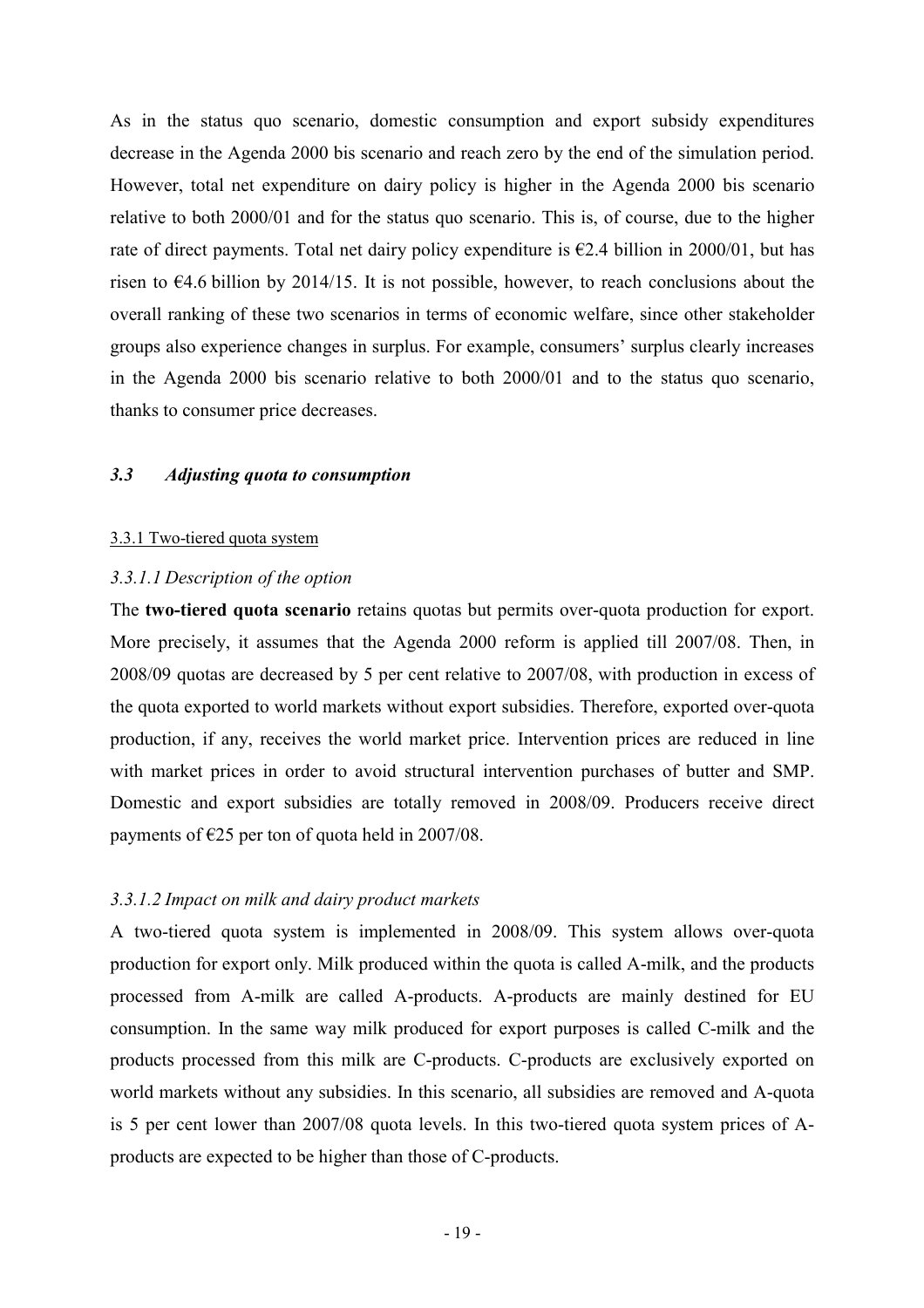As in the status quo scenario, domestic consumption and export subsidy expenditures decrease in the Agenda 2000 bis scenario and reach zero by the end of the simulation period. However, total net expenditure on dairy policy is higher in the Agenda 2000 bis scenario relative to both 2000/01 and for the status quo scenario. This is, of course, due to the higher rate of direct payments. Total net dairy policy expenditure is €2.4 billion in 2000/01, but has risen to €4.6 billion by 2014/15. It is not possible, however, to reach conclusions about the overall ranking of these two scenarios in terms of economic welfare, since other stakeholder groups also experience changes in surplus. For example, consumers' surplus clearly increases in the Agenda 2000 bis scenario relative to both 2000/01 and to the status quo scenario, thanks to consumer price decreases.

### *3.3 Adjusting quota to consumption*

#### 3.3.1 Two-tiered quota system

##### *3.3.1.1 Description of the option*

The **two-tiered quota scenario** retains quotas but permits over-quota production for export. More precisely, it assumes that the Agenda 2000 reform is applied till 2007/08. Then, in 2008/09 quotas are decreased by 5 per cent relative to 2007/08, with production in excess of the quota exported to world markets without export subsidies. Therefore, exported over-quota production, if any, receives the world market price. Intervention prices are reduced in line with market prices in order to avoid structural intervention purchases of butter and SMP. Domestic and export subsidies are totally removed in 2008/09. Producers receive direct payments of €25 per ton of quota held in 2007/08.

##### *3.3.1.2 Impact on milk and dairy product markets*

A two-tiered quota system is implemented in 2008/09. This system allows over-quota production for export only. Milk produced within the quota is called A-milk, and the products processed from A-milk are called A-products. A-products are mainly destined for EU consumption. In the same way milk produced for export purposes is called C-milk and the products processed from this milk are C-products. C-products are exclusively exported on world markets without any subsidies. In this scenario, all subsidies are removed and A-quota is 5 per cent lower than 2007/08 quota levels. In this two-tiered quota system prices of A-products are expected to be higher than those of C-products.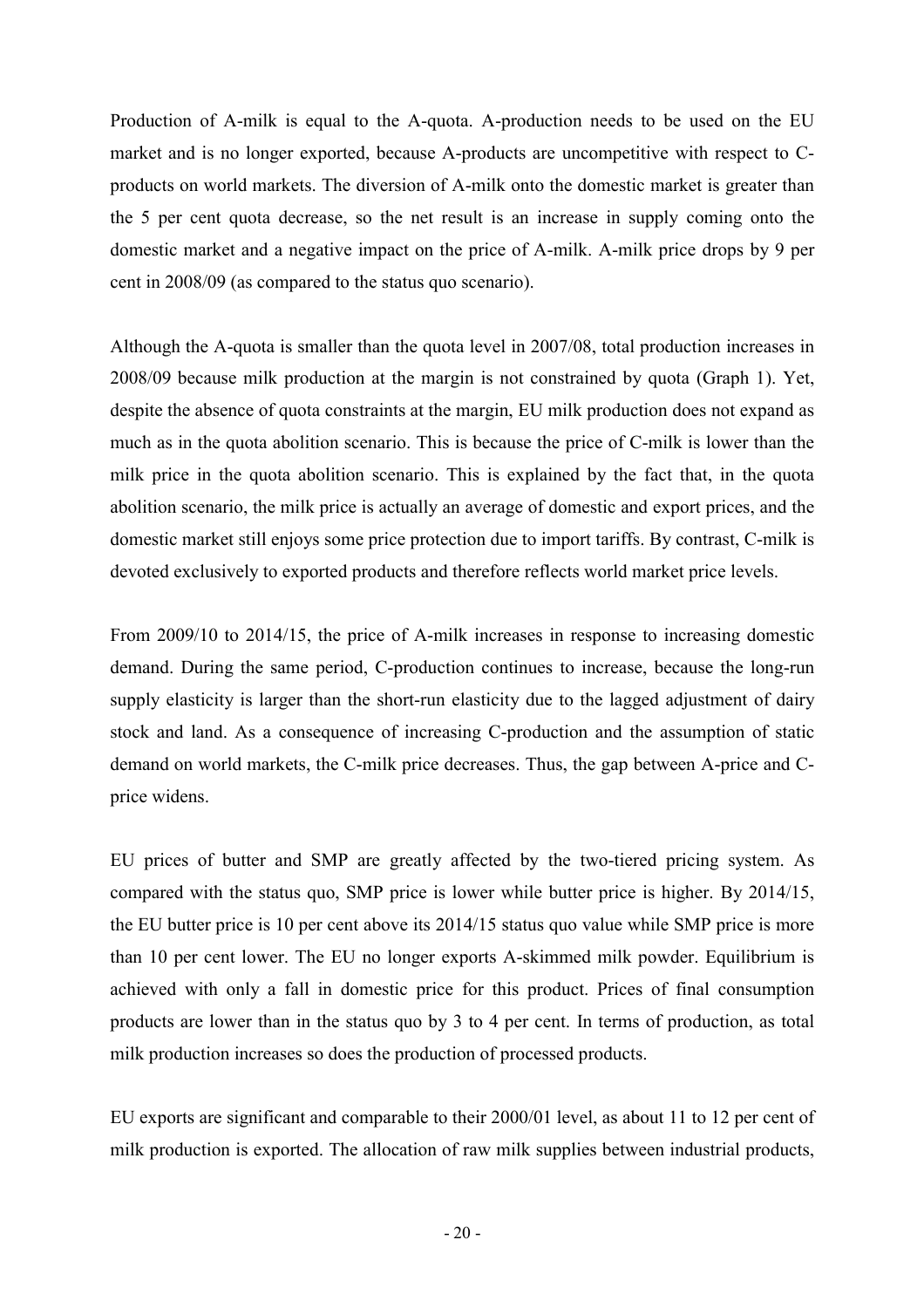Production of A-milk is equal to the A-quota. A-production needs to be used on the EU market and is no longer exported, because A-products are uncompetitive with respect to C-products on world markets. The diversion of A-milk onto the domestic market is greater than the 5 per cent quota decrease, so the net result is an increase in supply coming onto the domestic market and a negative impact on the price of A-milk. A-milk price drops by 9 per cent in 2008/09 (as compared to the status quo scenario).

Although the A-quota is smaller than the quota level in 2007/08, total production increases in 2008/09 because milk production at the margin is not constrained by quota (Graph 1). Yet, despite the absence of quota constraints at the margin, EU milk production does not expand as much as in the quota abolition scenario. This is because the price of C-milk is lower than the milk price in the quota abolition scenario. This is explained by the fact that, in the quota abolition scenario, the milk price is actually an average of domestic and export prices, and the domestic market still enjoys some price protection due to import tariffs. By contrast, C-milk is devoted exclusively to exported products and therefore reflects world market price levels.

From 2009/10 to 2014/15, the price of A-milk increases in response to increasing domestic demand. During the same period, C-production continues to increase, because the long-run supply elasticity is larger than the short-run elasticity due to the lagged adjustment of dairy stock and land. As a consequence of increasing C-production and the assumption of static demand on world markets, the C-milk price decreases. Thus, the gap between A-price and C-price widens.

EU prices of butter and SMP are greatly affected by the two-tiered pricing system. As compared with the status quo, SMP price is lower while butter price is higher. By 2014/15, the EU butter price is 10 per cent above its 2014/15 status quo value while SMP price is more than 10 per cent lower. The EU no longer exports A-skimmed milk powder. Equilibrium is achieved with only a fall in domestic price for this product. Prices of final consumption products are lower than in the status quo by 3 to 4 per cent. In terms of production, as total milk production increases so does the production of processed products.

EU exports are significant and comparable to their 2000/01 level, as about 11 to 12 per cent of milk production is exported. The allocation of raw milk supplies between industrial products,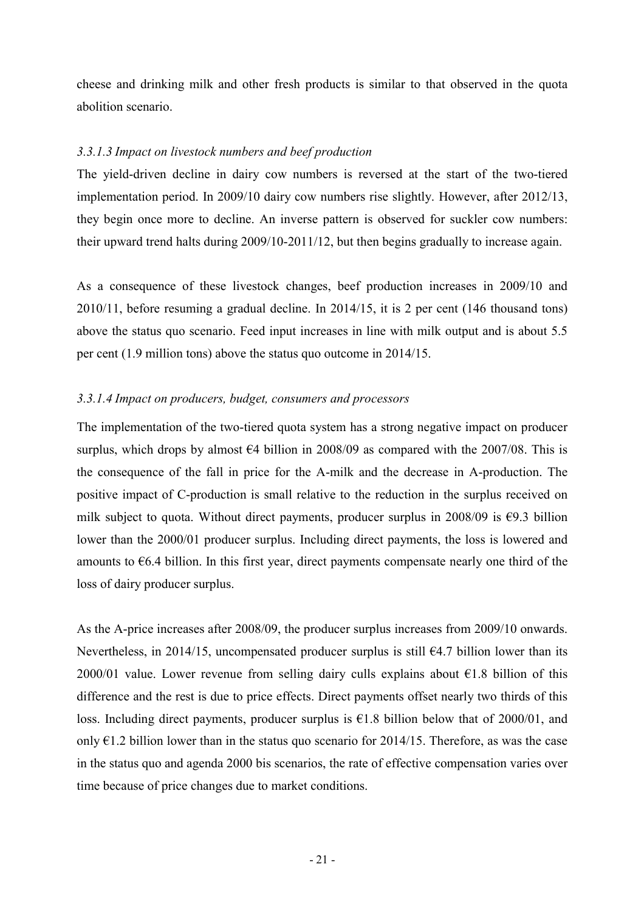cheese and drinking milk and other fresh products is similar to that observed in the quota abolition scenario.

#### *3.3.1.3 Impact on livestock numbers and beef production*

The yield-driven decline in dairy cow numbers is reversed at the start of the two-tiered implementation period. In 2009/10 dairy cow numbers rise slightly. However, after 2012/13, they begin once more to decline. An inverse pattern is observed for suckler cow numbers: their upward trend halts during 2009/10-2011/12, but then begins gradually to increase again.

As a consequence of these livestock changes, beef production increases in 2009/10 and 2010/11, before resuming a gradual decline. In 2014/15, it is 2 per cent (146 thousand tons) above the status quo scenario. Feed input increases in line with milk output and is about 5.5 per cent (1.9 million tons) above the status quo outcome in 2014/15.

#### *3.3.1.4 Impact on producers, budget, consumers and processors*

The implementation of the two-tiered quota system has a strong negative impact on producer surplus, which drops by almost €4 billion in 2008/09 as compared with the 2007/08. This is the consequence of the fall in price for the A-milk and the decrease in A-production. The positive impact of C-production is small relative to the reduction in the surplus received on milk subject to quota. Without direct payments, producer surplus in 2008/09 is €9.3 billion lower than the 2000/01 producer surplus. Including direct payments, the loss is lowered and amounts to €6.4 billion. In this first year, direct payments compensate nearly one third of the loss of dairy producer surplus.

As the A-price increases after 2008/09, the producer surplus increases from 2009/10 onwards. Nevertheless, in 2014/15, uncompensated producer surplus is still €4.7 billion lower than its 2000/01 value. Lower revenue from selling dairy culls explains about €1.8 billion of this difference and the rest is due to price effects. Direct payments offset nearly two thirds of this loss. Including direct payments, producer surplus is €1.8 billion below that of 2000/01, and only €1.2 billion lower than in the status quo scenario for 2014/15. Therefore, as was the case in the status quo and agenda 2000 bis scenarios, the rate of effective compensation varies over time because of price changes due to market conditions.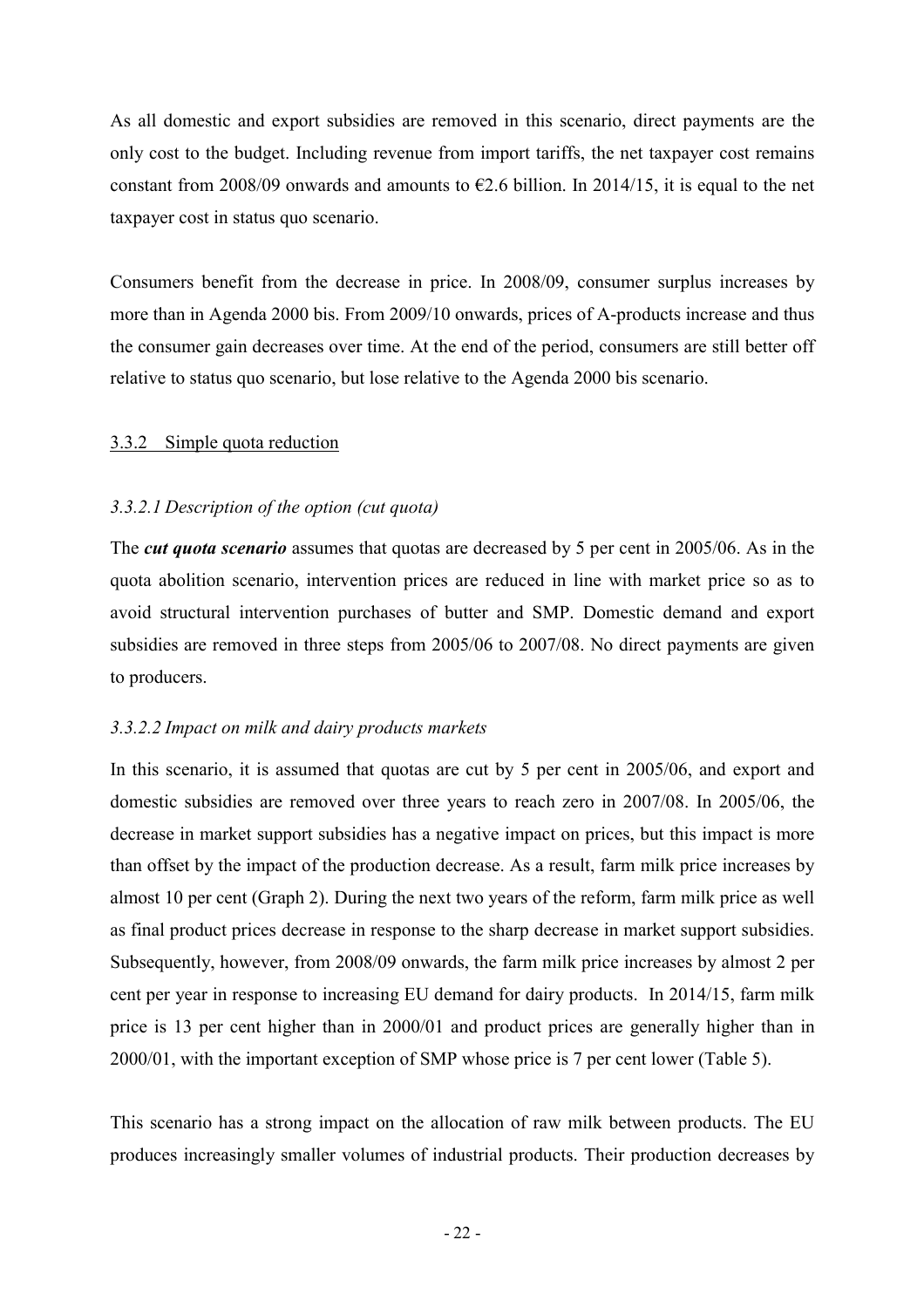As all domestic and export subsidies are removed in this scenario, direct payments are the only cost to the budget. Including revenue from import tariffs, the net taxpayer cost remains constant from 2008/09 onwards and amounts to €2.6 billion. In 2014/15, it is equal to the net taxpayer cost in status quo scenario.

Consumers benefit from the decrease in price. In 2008/09, consumer surplus increases by more than in Agenda 2000 bis. From 2009/10 onwards, prices of A-products increase and thus the consumer gain decreases over time. At the end of the period, consumers are still better off relative to status quo scenario, but lose relative to the Agenda 2000 bis scenario.

### 3.3.2 Simple quota reduction

#### *3.3.2.1 Description of the option (cut quota)*

The ***cut quota scenario*** assumes that quotas are decreased by 5 per cent in 2005/06. As in the quota abolition scenario, intervention prices are reduced in line with market price so as to avoid structural intervention purchases of butter and SMP. Domestic demand and export subsidies are removed in three steps from 2005/06 to 2007/08. No direct payments are given to producers.

#### *3.3.2.2 Impact on milk and dairy products markets*

In this scenario, it is assumed that quotas are cut by 5 per cent in 2005/06, and export and domestic subsidies are removed over three years to reach zero in 2007/08. In 2005/06, the decrease in market support subsidies has a negative impact on prices, but this impact is more than offset by the impact of the production decrease. As a result, farm milk price increases by almost 10 per cent (Graph 2). During the next two years of the reform, farm milk price as well as final product prices decrease in response to the sharp decrease in market support subsidies. Subsequently, however, from 2008/09 onwards, the farm milk price increases by almost 2 per cent per year in response to increasing EU demand for dairy products. In 2014/15, farm milk price is 13 per cent higher than in 2000/01 and product prices are generally higher than in 2000/01, with the important exception of SMP whose price is 7 per cent lower (Table 5).

This scenario has a strong impact on the allocation of raw milk between products. The EU produces increasingly smaller volumes of industrial products. Their production decreases by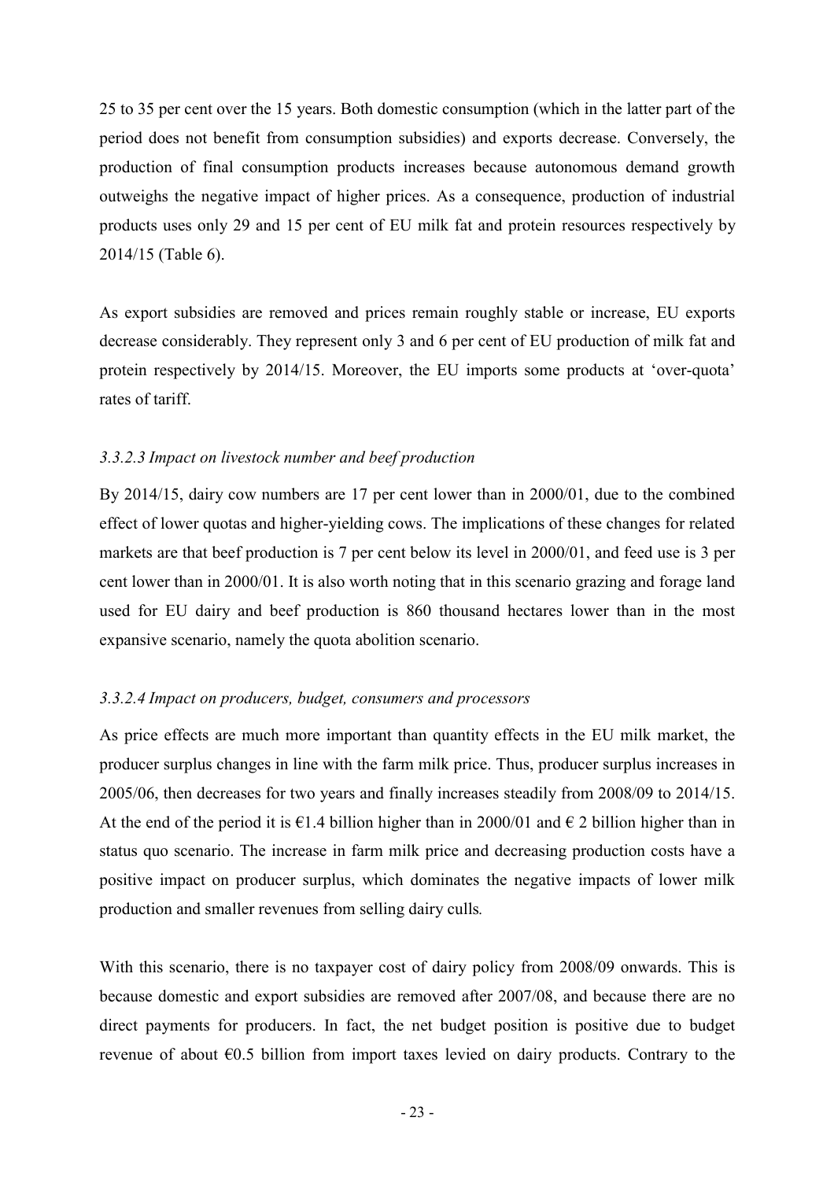25 to 35 per cent over the 15 years. Both domestic consumption (which in the latter part of the period does not benefit from consumption subsidies) and exports decrease. Conversely, the production of final consumption products increases because autonomous demand growth outweighs the negative impact of higher prices. As a consequence, production of industrial products uses only 29 and 15 per cent of EU milk fat and protein resources respectively by 2014/15 (Table 6).

As export subsidies are removed and prices remain roughly stable or increase, EU exports decrease considerably. They represent only 3 and 6 per cent of EU production of milk fat and protein respectively by 2014/15. Moreover, the EU imports some products at 'over-quota' rates of tariff.

#### *3.3.2.3 Impact on livestock number and beef production*

By 2014/15, dairy cow numbers are 17 per cent lower than in 2000/01, due to the combined effect of lower quotas and higher-yielding cows. The implications of these changes for related markets are that beef production is 7 per cent below its level in 2000/01, and feed use is 3 per cent lower than in 2000/01. It is also worth noting that in this scenario grazing and forage land used for EU dairy and beef production is 860 thousand hectares lower than in the most expansive scenario, namely the quota abolition scenario.

#### *3.3.2.4 Impact on producers, budget, consumers and processors*

As price effects are much more important than quantity effects in the EU milk market, the producer surplus changes in line with the farm milk price. Thus, producer surplus increases in 2005/06, then decreases for two years and finally increases steadily from 2008/09 to 2014/15. At the end of the period it is €1.4 billion higher than in 2000/01 and € 2 billion higher than in status quo scenario. The increase in farm milk price and decreasing production costs have a positive impact on producer surplus, which dominates the negative impacts of lower milk production and smaller revenues from selling dairy culls*.*

With this scenario, there is no taxpayer cost of dairy policy from 2008/09 onwards. This is because domestic and export subsidies are removed after 2007/08, and because there are no direct payments for producers. In fact, the net budget position is positive due to budget revenue of about €0.5 billion from import taxes levied on dairy products. Contrary to the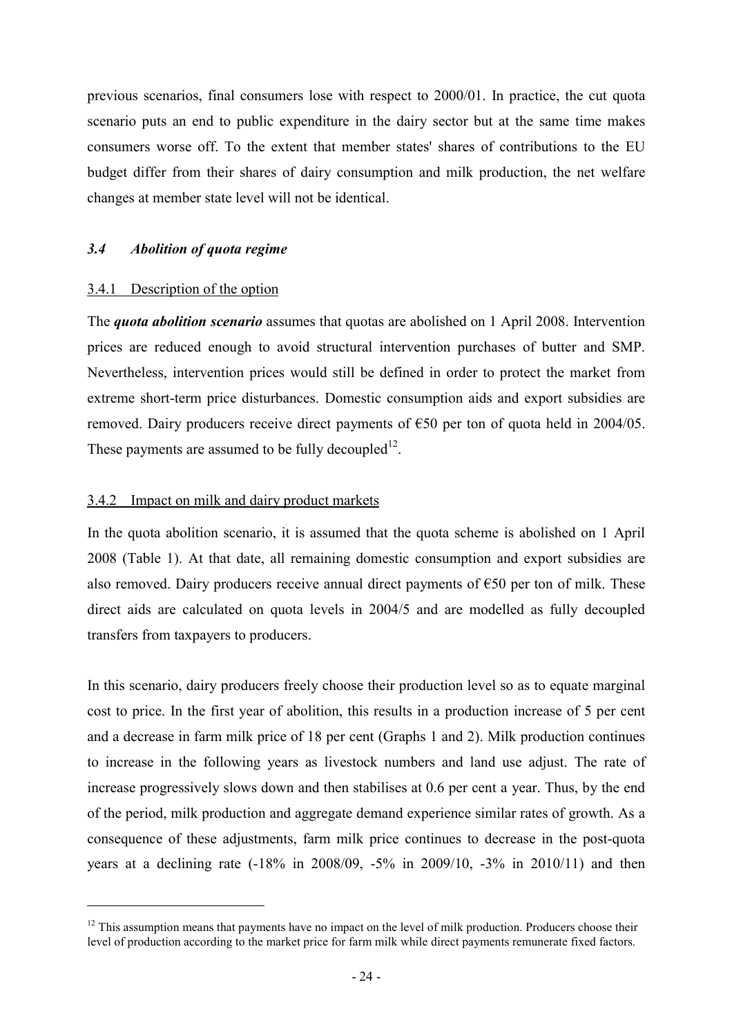previous scenarios, final consumers lose with respect to 2000/01. In practice, the cut quota scenario puts an end to public expenditure in the dairy sector but at the same time makes consumers worse off. To the extent that member states' shares of contributions to the EU budget differ from their shares of dairy consumption and milk production, the net welfare changes at member state level will not be identical.

### *3.4 Abolition of quota regime*

#### 3.4.1 Description of the option

The ***quota abolition scenario*** assumes that quotas are abolished on 1 April 2008. Intervention prices are reduced enough to avoid structural intervention purchases of butter and SMP. Nevertheless, intervention prices would still be defined in order to protect the market from extreme short-term price disturbances. Domestic consumption aids and export subsidies are removed. Dairy producers receive direct payments of €50 per ton of quota held in 2004/05. These payments are assumed to be fully decoupled[12].

#### 3.4.2 Impact on milk and dairy product markets

In the quota abolition scenario, it is assumed that the quota scheme is abolished on 1 April 2008 (Table 1). At that date, all remaining domestic consumption and export subsidies are also removed. Dairy producers receive annual direct payments of €50 per ton of milk. These direct aids are calculated on quota levels in 2004/5 and are modelled as fully decoupled transfers from taxpayers to producers.

In this scenario, dairy producers freely choose their production level so as to equate marginal cost to price. In the first year of abolition, this results in a production increase of 5 per cent and a decrease in farm milk price of 18 per cent (Graphs 1 and 2). Milk production continues to increase in the following years as livestock numbers and land use adjust. The rate of increase progressively slows down and then stabilises at 0.6 per cent a year. Thus, by the end of the period, milk production and aggregate demand experience similar rates of growth. As a consequence of these adjustments, farm milk price continues to decrease in the post-quota years at a declining rate (-18% in 2008/09, -5% in 2009/10, -3% in 2010/11) and then

[12] This assumption means that payments have no impact on the level of milk production. Producers choose their level of production according to the market price for farm milk while direct payments remunerate fixed factors.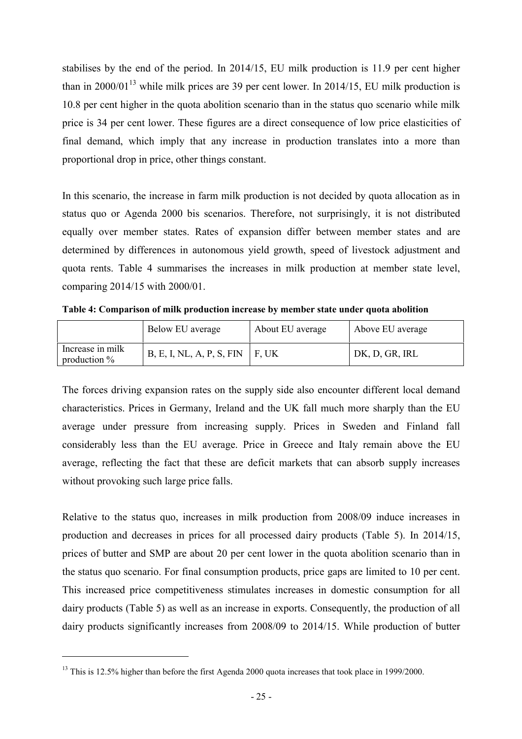stabilises by the end of the period. In 2014/15, EU milk production is 11.9 per cent higher than in 2000/01[13] while milk prices are 39 per cent lower. In 2014/15, EU milk production is 10.8 per cent higher in the quota abolition scenario than in the status quo scenario while milk price is 34 per cent lower. These figures are a direct consequence of low price elasticities of final demand, which imply that any increase in production translates into a more than proportional drop in price, other things constant.

In this scenario, the increase in farm milk production is not decided by quota allocation as in status quo or Agenda 2000 bis scenarios. Therefore, not surprisingly, it is not distributed equally over member states. Rates of expansion differ between member states and are determined by differences in autonomous yield growth, speed of livestock adjustment and quota rents. Table 4 summarises the increases in milk production at member state level, comparing 2014/15 with 2000/01.

**Table 4: Comparison of milk production increase by member state under quota abolition**

| | Below EU average | About EU average | Above EU average |
|---|---|---|---|
| Increase in milk production % | B, E, I, NL, A, P, S, FIN | F, UK | DK, D, GR, IRL |

The forces driving expansion rates on the supply side also encounter different local demand characteristics. Prices in Germany, Ireland and the UK fall much more sharply than the EU average under pressure from increasing supply. Prices in Sweden and Finland fall considerably less than the EU average. Price in Greece and Italy remain above the EU average, reflecting the fact that these are deficit markets that can absorb supply increases without provoking such large price falls.

Relative to the status quo, increases in milk production from 2008/09 induce increases in production and decreases in prices for all processed dairy products (Table 5). In 2014/15, prices of butter and SMP are about 20 per cent lower in the quota abolition scenario than in the status quo scenario. For final consumption products, price gaps are limited to 10 per cent. This increased price competitiveness stimulates increases in domestic consumption for all dairy products (Table 5) as well as an increase in exports. Consequently, the production of all dairy products significantly increases from 2008/09 to 2014/15. While production of butter

[13] This is 12.5% higher than before the first Agenda 2000 quota increases that took place in 1999/2000.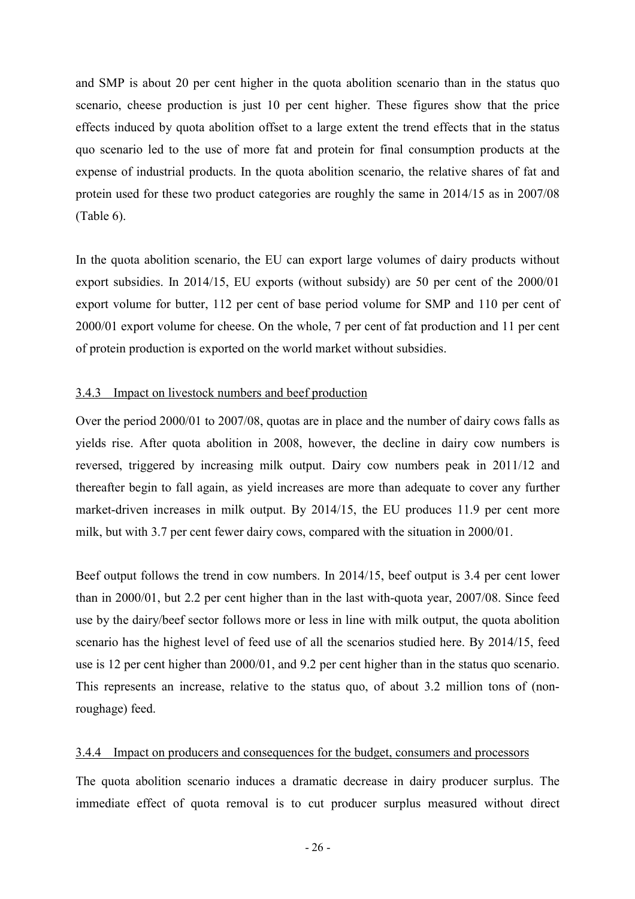and SMP is about 20 per cent higher in the quota abolition scenario than in the status quo scenario, cheese production is just 10 per cent higher. These figures show that the price effects induced by quota abolition offset to a large extent the trend effects that in the status quo scenario led to the use of more fat and protein for final consumption products at the expense of industrial products. In the quota abolition scenario, the relative shares of fat and protein used for these two product categories are roughly the same in 2014/15 as in 2007/08 (Table 6).

In the quota abolition scenario, the EU can export large volumes of dairy products without export subsidies. In 2014/15, EU exports (without subsidy) are 50 per cent of the 2000/01 export volume for butter, 112 per cent of base period volume for SMP and 110 per cent of 2000/01 export volume for cheese. On the whole, 7 per cent of fat production and 11 per cent of protein production is exported on the world market without subsidies.

### 3.4.3 Impact on livestock numbers and beef production

Over the period 2000/01 to 2007/08, quotas are in place and the number of dairy cows falls as yields rise. After quota abolition in 2008, however, the decline in dairy cow numbers is reversed, triggered by increasing milk output. Dairy cow numbers peak in 2011/12 and thereafter begin to fall again, as yield increases are more than adequate to cover any further market-driven increases in milk output. By 2014/15, the EU produces 11.9 per cent more milk, but with 3.7 per cent fewer dairy cows, compared with the situation in 2000/01.

Beef output follows the trend in cow numbers. In 2014/15, beef output is 3.4 per cent lower than in 2000/01, but 2.2 per cent higher than in the last with-quota year, 2007/08. Since feed use by the dairy/beef sector follows more or less in line with milk output, the quota abolition scenario has the highest level of feed use of all the scenarios studied here. By 2014/15, feed use is 12 per cent higher than 2000/01, and 9.2 per cent higher than in the status quo scenario. This represents an increase, relative to the status quo, of about 3.2 million tons of (non-roughage) feed.

### 3.4.4 Impact on producers and consequences for the budget, consumers and processors

The quota abolition scenario induces a dramatic decrease in dairy producer surplus. The immediate effect of quota removal is to cut producer surplus measured without direct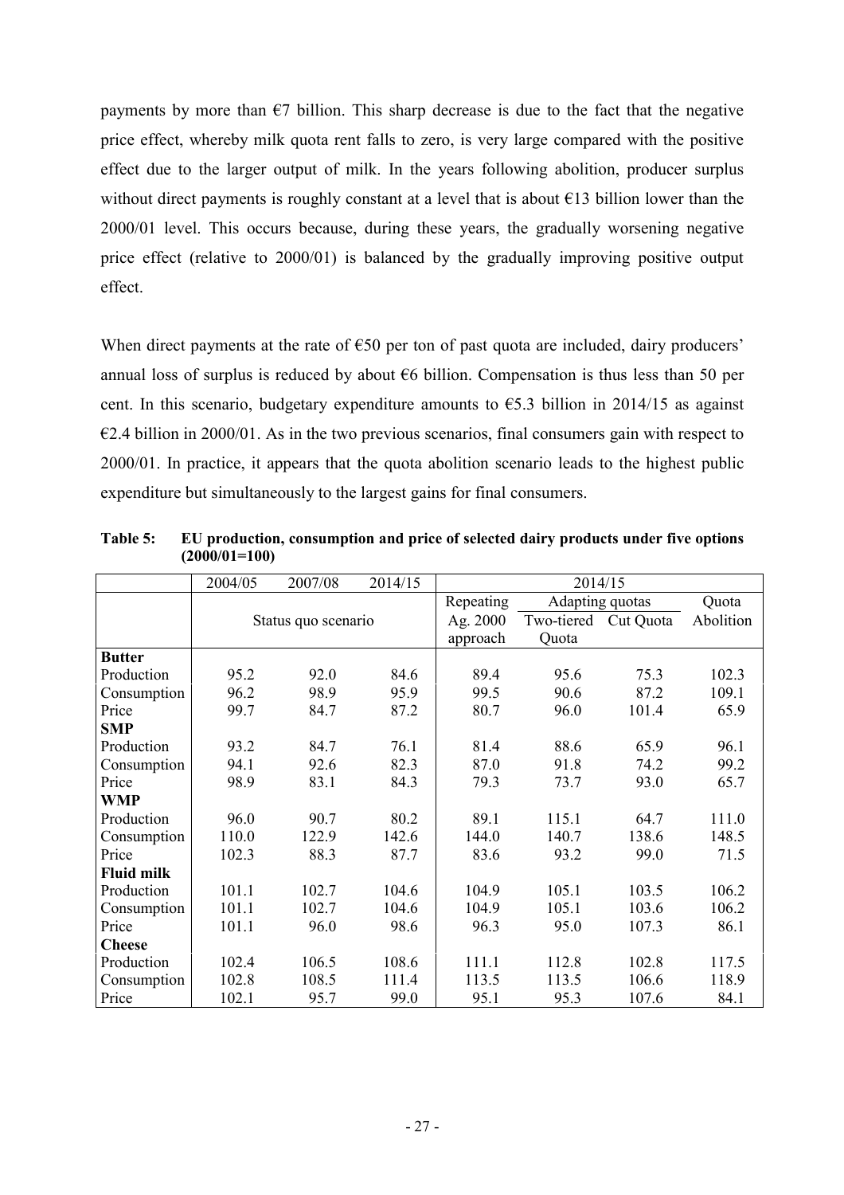payments by more than €7 billion. This sharp decrease is due to the fact that the negative price effect, whereby milk quota rent falls to zero, is very large compared with the positive effect due to the larger output of milk. In the years following abolition, producer surplus without direct payments is roughly constant at a level that is about €13 billion lower than the 2000/01 level. This occurs because, during these years, the gradually worsening negative price effect (relative to 2000/01) is balanced by the gradually improving positive output effect.

When direct payments at the rate of €50 per ton of past quota are included, dairy producers' annual loss of surplus is reduced by about €6 billion. Compensation is thus less than 50 per cent. In this scenario, budgetary expenditure amounts to €5.3 billion in 2014/15 as against €2.4 billion in 2000/01. As in the two previous scenarios, final consumers gain with respect to 2000/01. In practice, it appears that the quota abolition scenario leads to the highest public expenditure but simultaneously to the largest gains for final consumers.

**Table 5: EU production, consumption and price of selected dairy products under five options (2000/01=100)**

| | 2004/05 | 2007/08 | 2014/15 | 2014/15 | | | |
|---|---|---|---|---|---|---|---|
| | Status quo scenario | | | Repeating Ag. 2000 approach | Adapting quotas | | Quota Abolition |
| | | | | | Two-tiered Quota | Cut Quota | |
| **Butter** | | | | | | | |
| Production | 95.2 | 92.0 | 84.6 | 89.4 | 95.6 | 75.3 | 102.3 |
| Consumption | 96.2 | 98.9 | 95.9 | 99.5 | 90.6 | 87.2 | 109.1 |
| Price | 99.7 | 84.7 | 87.2 | 80.7 | 96.0 | 101.4 | 65.9 |
| **SMP** | | | | | | | |
| Production | 93.2 | 84.7 | 76.1 | 81.4 | 88.6 | 65.9 | 96.1 |
| Consumption | 94.1 | 92.6 | 82.3 | 87.0 | 91.8 | 74.2 | 99.2 |
| Price | 98.9 | 83.1 | 84.3 | 79.3 | 73.7 | 93.0 | 65.7 |
| **WMP** | | | | | | | |
| Production | 96.0 | 90.7 | 80.2 | 89.1 | 115.1 | 64.7 | 111.0 |
| Consumption | 110.0 | 122.9 | 142.6 | 144.0 | 140.7 | 138.6 | 148.5 |
| Price | 102.3 | 88.3 | 87.7 | 83.6 | 93.2 | 99.0 | 71.5 |
| **Fluid milk** | | | | | | | |
| Production | 101.1 | 102.7 | 104.6 | 104.9 | 105.1 | 103.5 | 106.2 |
| Consumption | 101.1 | 102.7 | 104.6 | 104.9 | 105.1 | 103.6 | 106.2 |
| Price | 101.1 | 96.0 | 98.6 | 96.3 | 95.0 | 107.3 | 86.1 |
| **Cheese** | | | | | | | |
| Production | 102.4 | 106.5 | 108.6 | 111.1 | 112.8 | 102.8 | 117.5 |
| Consumption | 102.8 | 108.5 | 111.4 | 113.5 | 113.5 | 106.6 | 118.9 |
| Price | 102.1 | 95.7 | 99.0 | 95.1 | 95.3 | 107.6 | 84.1 |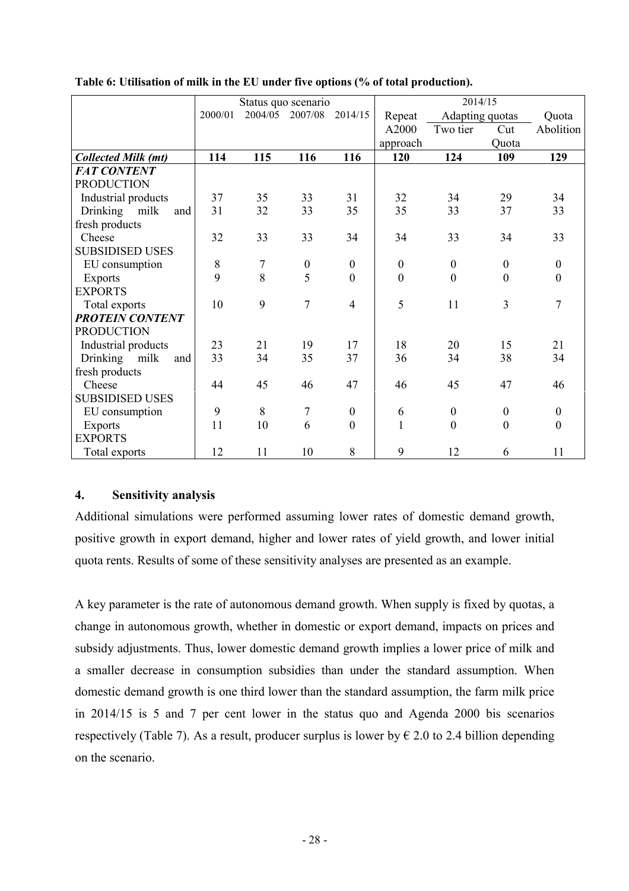**Table 6: Utilisation of milk in the EU under five options (% of total production).**

| | Status quo scenario | | | | 2014/15 | | | |
|---|---|---|---|---|---|---|---|---|
| | 2000/01 | 2004/05 | 2007/08 | 2014/15 | Repeat A2000 approach | Adapting quotas | | Quota Abolition |
| | | | | | | Two tier | Cut Quota | |
| ***Collected Milk (mt)*** | **114** | **115** | **116** | **116** | **120** | **124** | **109** | **129** |
| ***FAT CONTENT*** | | | | | | | | |
| PRODUCTION | | | | | | | | |
| Industrial products | 37 | 35 | 33 | 31 | 32 | 34 | 29 | 34 |
| Drinking milk and fresh products | 31 | 32 | 33 | 35 | 35 | 33 | 37 | 33 |
| Cheese | 32 | 33 | 33 | 34 | 34 | 33 | 34 | 33 |
| SUBSIDISED USES | | | | | | | | |
| EU consumption | 8 | 7 | 0 | 0 | 0 | 0 | 0 | 0 |
| Exports | 9 | 8 | 5 | 0 | 0 | 0 | 0 | 0 |
| EXPORTS | | | | | | | | |
| Total exports | 10 | 9 | 7 | 4 | 5 | 11 | 3 | 7 |
| ***PROTEIN CONTENT*** | | | | | | | | |
| PRODUCTION | | | | | | | | |
| Industrial products | 23 | 21 | 19 | 17 | 18 | 20 | 15 | 21 |
| Drinking milk and fresh products | 33 | 34 | 35 | 37 | 36 | 34 | 38 | 34 |
| Cheese | 44 | 45 | 46 | 47 | 46 | 45 | 47 | 46 |
| SUBSIDISED USES | | | | | | | | |
| EU consumption | 9 | 8 | 7 | 0 | 6 | 0 | 0 | 0 |
| Exports | 11 | 10 | 6 | 0 | 1 | 0 | 0 | 0 |
| EXPORTS | | | | | | | | |
| Total exports | 12 | 11 | 10 | 8 | 9 | 12 | 6 | 11 |

## 4. Sensitivity analysis

Additional simulations were performed assuming lower rates of domestic demand growth, positive growth in export demand, higher and lower rates of yield growth, and lower initial quota rents. Results of some of these sensitivity analyses are presented as an example.

A key parameter is the rate of autonomous demand growth. When supply is fixed by quotas, a change in autonomous growth, whether in domestic or export demand, impacts on prices and subsidy adjustments. Thus, lower domestic demand growth implies a lower price of milk and a smaller decrease in consumption subsidies than under the standard assumption. When domestic demand growth is one third lower than the standard assumption, the farm milk price in 2014/15 is 5 and 7 per cent lower in the status quo and Agenda 2000 bis scenarios respectively (Table 7). As a result, producer surplus is lower by € 2.0 to 2.4 billion depending on the scenario.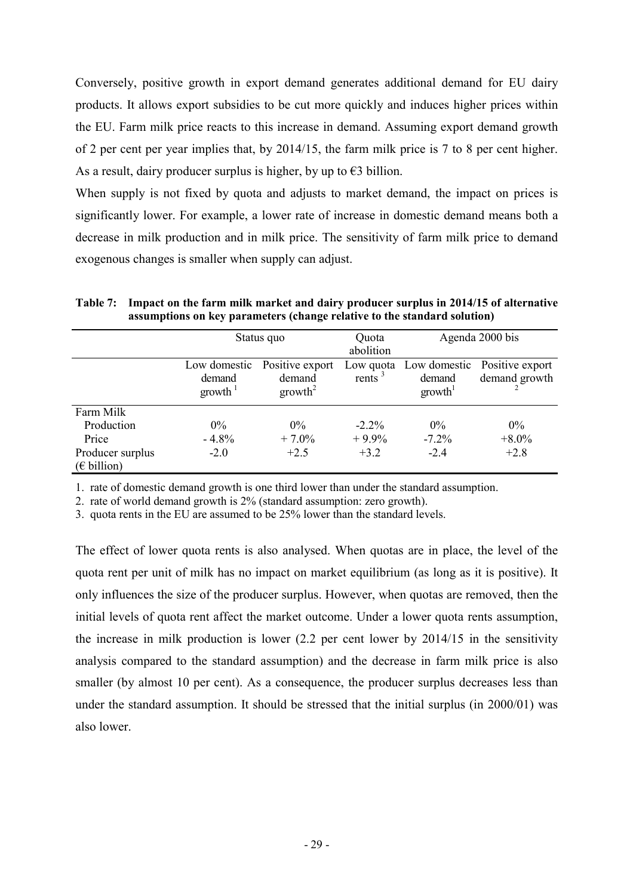Conversely, positive growth in export demand generates additional demand for EU dairy products. It allows export subsidies to be cut more quickly and induces higher prices within the EU. Farm milk price reacts to this increase in demand. Assuming export demand growth of 2 per cent per year implies that, by 2014/15, the farm milk price is 7 to 8 per cent higher. As a result, dairy producer surplus is higher, by up to €3 billion.

When supply is not fixed by quota and adjusts to market demand, the impact on prices is significantly lower. For example, a lower rate of increase in domestic demand means both a decrease in milk production and in milk price. The sensitivity of farm milk price to demand exogenous changes is smaller when supply can adjust.

**Table 7: Impact on the farm milk market and dairy producer surplus in 2014/15 of alternative assumptions on key parameters (change relative to the standard solution)**

| | Status quo | | Quota abolition | Agenda 2000 bis | |
|---|---|---|---|---|---|
| | Low domestic demand growth [1] | Positive export demand growth[2] | Low quota rents [3] | Low domestic demand growth[1] | Positive export demand growth [2] |
| Farm Milk | | | | | |
| Production | 0% | 0% | -2.2% | 0% | 0% |
| Price | - 4.8% | + 7.0% | + 9.9% | -7.2% | +8.0% |
| Producer surplus (€ billion) | -2.0 | +2.5 | +3.2 | -2.4 | +2.8 |

1. rate of domestic demand growth is one third lower than under the standard assumption.
2. rate of world demand growth is 2% (standard assumption: zero growth).
3. quota rents in the EU are assumed to be 25% lower than the standard levels.

The effect of lower quota rents is also analysed. When quotas are in place, the level of the quota rent per unit of milk has no impact on market equilibrium (as long as it is positive). It only influences the size of the producer surplus. However, when quotas are removed, then the initial levels of quota rent affect the market outcome. Under a lower quota rents assumption, the increase in milk production is lower (2.2 per cent lower by 2014/15 in the sensitivity analysis compared to the standard assumption) and the decrease in farm milk price is also smaller (by almost 10 per cent). As a consequence, the producer surplus decreases less than under the standard assumption. It should be stressed that the initial surplus (in 2000/01) was also lower.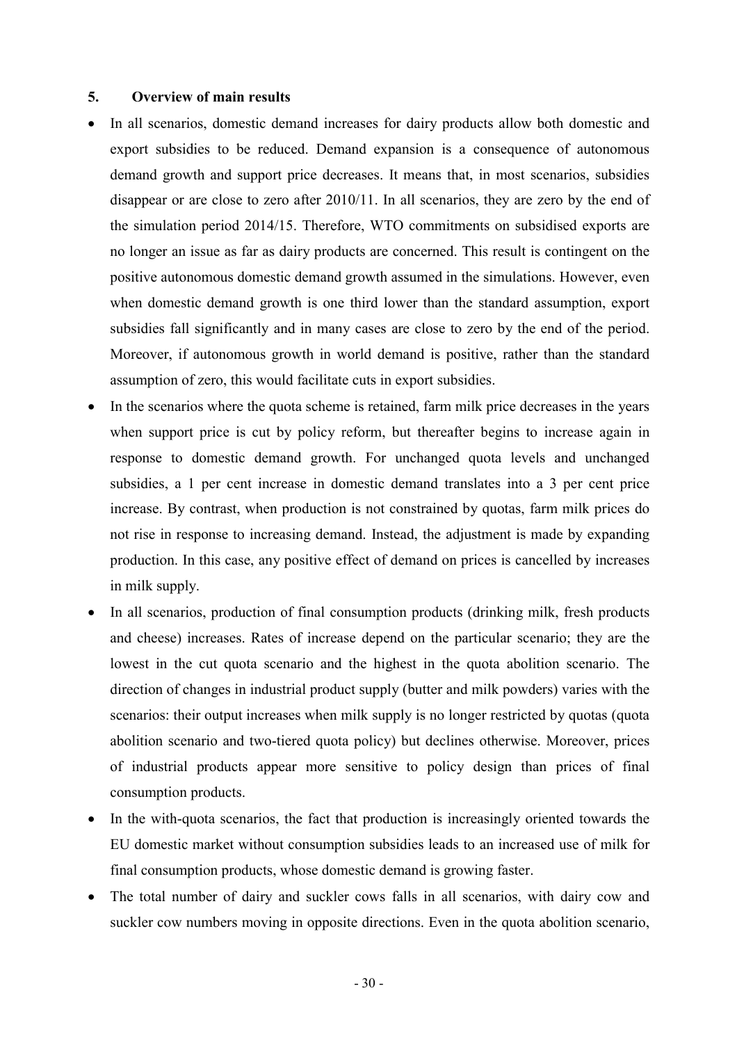## 5. Overview of main results

- In all scenarios, domestic demand increases for dairy products allow both domestic and export subsidies to be reduced. Demand expansion is a consequence of autonomous demand growth and support price decreases. It means that, in most scenarios, subsidies disappear or are close to zero after 2010/11. In all scenarios, they are zero by the end of the simulation period 2014/15. Therefore, WTO commitments on subsidised exports are no longer an issue as far as dairy products are concerned. This result is contingent on the positive autonomous domestic demand growth assumed in the simulations. However, even when domestic demand growth is one third lower than the standard assumption, export subsidies fall significantly and in many cases are close to zero by the end of the period. Moreover, if autonomous growth in world demand is positive, rather than the standard assumption of zero, this would facilitate cuts in export subsidies.
- In the scenarios where the quota scheme is retained, farm milk price decreases in the years when support price is cut by policy reform, but thereafter begins to increase again in response to domestic demand growth. For unchanged quota levels and unchanged subsidies, a 1 per cent increase in domestic demand translates into a 3 per cent price increase. By contrast, when production is not constrained by quotas, farm milk prices do not rise in response to increasing demand. Instead, the adjustment is made by expanding production. In this case, any positive effect of demand on prices is cancelled by increases in milk supply.
- In all scenarios, production of final consumption products (drinking milk, fresh products and cheese) increases. Rates of increase depend on the particular scenario; they are the lowest in the cut quota scenario and the highest in the quota abolition scenario. The direction of changes in industrial product supply (butter and milk powders) varies with the scenarios: their output increases when milk supply is no longer restricted by quotas (quota abolition scenario and two-tiered quota policy) but declines otherwise. Moreover, prices of industrial products appear more sensitive to policy design than prices of final consumption products.
- In the with-quota scenarios, the fact that production is increasingly oriented towards the EU domestic market without consumption subsidies leads to an increased use of milk for final consumption products, whose domestic demand is growing faster.
- The total number of dairy and suckler cows falls in all scenarios, with dairy cow and suckler cow numbers moving in opposite directions. Even in the quota abolition scenario,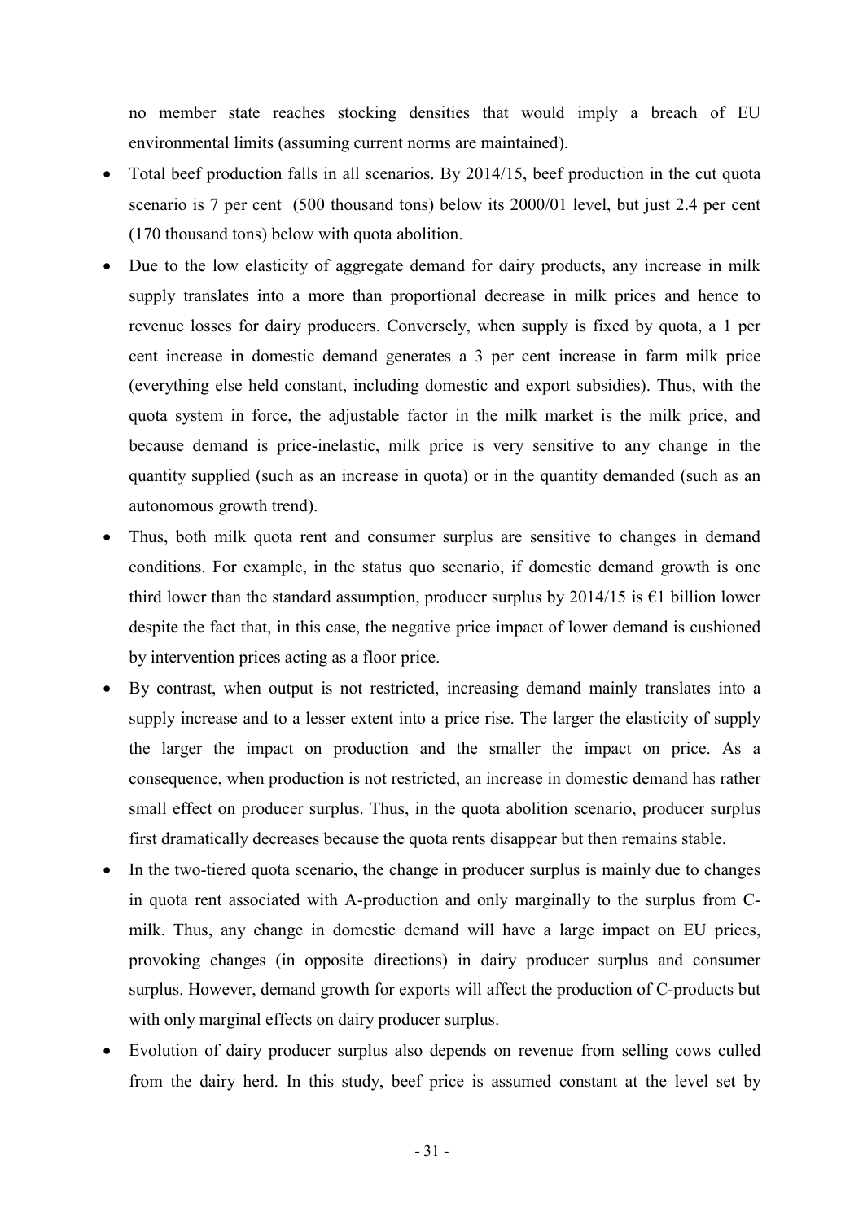no member state reaches stocking densities that would imply a breach of EU environmental limits (assuming current norms are maintained).

- Total beef production falls in all scenarios. By 2014/15, beef production in the cut quota scenario is 7 per cent (500 thousand tons) below its 2000/01 level, but just 2.4 per cent (170 thousand tons) below with quota abolition.
- Due to the low elasticity of aggregate demand for dairy products, any increase in milk supply translates into a more than proportional decrease in milk prices and hence to revenue losses for dairy producers. Conversely, when supply is fixed by quota, a 1 per cent increase in domestic demand generates a 3 per cent increase in farm milk price (everything else held constant, including domestic and export subsidies). Thus, with the quota system in force, the adjustable factor in the milk market is the milk price, and because demand is price-inelastic, milk price is very sensitive to any change in the quantity supplied (such as an increase in quota) or in the quantity demanded (such as an autonomous growth trend).
- Thus, both milk quota rent and consumer surplus are sensitive to changes in demand conditions. For example, in the status quo scenario, if domestic demand growth is one third lower than the standard assumption, producer surplus by 2014/15 is €1 billion lower despite the fact that, in this case, the negative price impact of lower demand is cushioned by intervention prices acting as a floor price.
- By contrast, when output is not restricted, increasing demand mainly translates into a supply increase and to a lesser extent into a price rise. The larger the elasticity of supply the larger the impact on production and the smaller the impact on price. As a consequence, when production is not restricted, an increase in domestic demand has rather small effect on producer surplus. Thus, in the quota abolition scenario, producer surplus first dramatically decreases because the quota rents disappear but then remains stable.
- In the two-tiered quota scenario, the change in producer surplus is mainly due to changes in quota rent associated with A-production and only marginally to the surplus from C-milk. Thus, any change in domestic demand will have a large impact on EU prices, provoking changes (in opposite directions) in dairy producer surplus and consumer surplus. However, demand growth for exports will affect the production of C-products but with only marginal effects on dairy producer surplus.
- Evolution of dairy producer surplus also depends on revenue from selling cows culled from the dairy herd. In this study, beef price is assumed constant at the level set by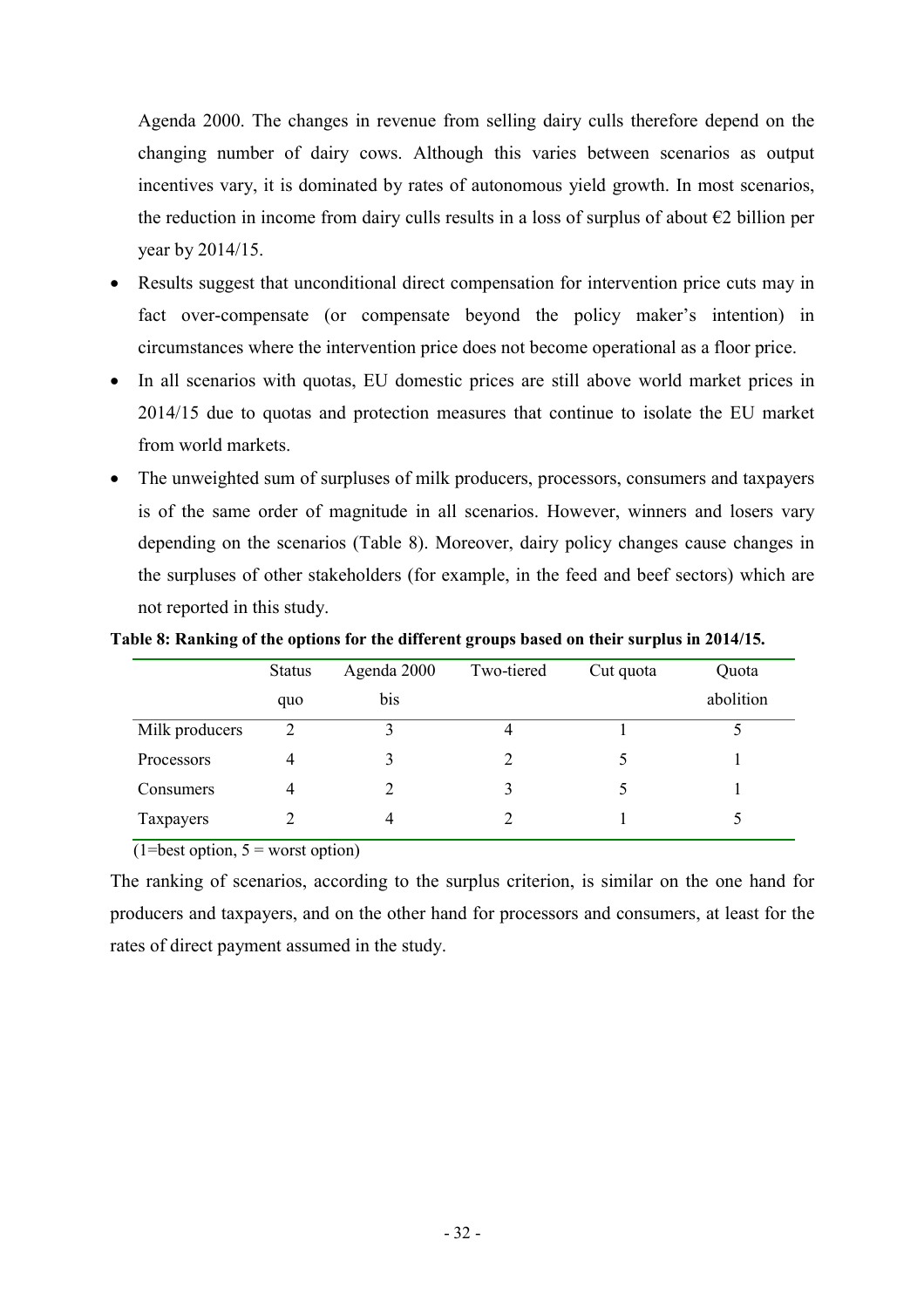Agenda 2000. The changes in revenue from selling dairy culls therefore depend on the changing number of dairy cows. Although this varies between scenarios as output incentives vary, it is dominated by rates of autonomous yield growth. In most scenarios, the reduction in income from dairy culls results in a loss of surplus of about €2 billion per year by 2014/15.

- Results suggest that unconditional direct compensation for intervention price cuts may in fact over-compensate (or compensate beyond the policy maker's intention) in circumstances where the intervention price does not become operational as a floor price.
- In all scenarios with quotas, EU domestic prices are still above world market prices in 2014/15 due to quotas and protection measures that continue to isolate the EU market from world markets.
- The unweighted sum of surpluses of milk producers, processors, consumers and taxpayers is of the same order of magnitude in all scenarios. However, winners and losers vary depending on the scenarios (Table 8). Moreover, dairy policy changes cause changes in the surpluses of other stakeholders (for example, in the feed and beef sectors) which are not reported in this study.

**Table 8: Ranking of the options for the different groups based on their surplus in 2014/15.**

| | Status quo | Agenda 2000 bis | Two-tiered | Cut quota | Quota abolition |
|---|---|---|---|---|---|
| Milk producers | 2 | 3 | 4 | 1 | 5 |
| Processors | 4 | 3 | 2 | 5 | 1 |
| Consumers | 4 | 2 | 3 | 5 | 1 |
| Taxpayers | 2 | 4 | 2 | 1 | 5 |

(1=best option, 5 = worst option)

The ranking of scenarios, according to the surplus criterion, is similar on the one hand for producers and taxpayers, and on the other hand for processors and consumers, at least for the rates of direct payment assumed in the study.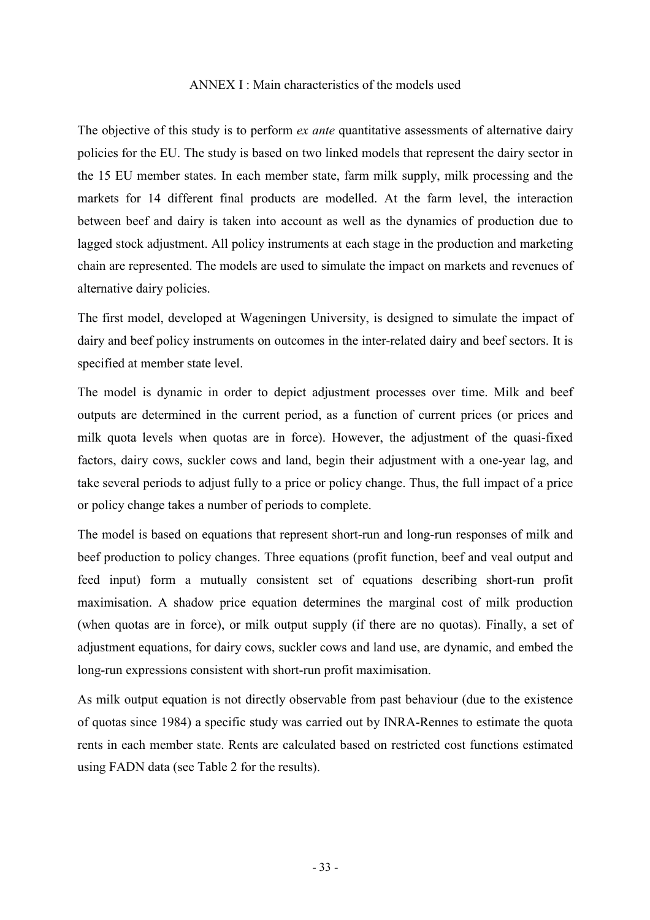# ANNEX I : Main characteristics of the models used

The objective of this study is to perform *ex ante* quantitative assessments of alternative dairy policies for the EU. The study is based on two linked models that represent the dairy sector in the 15 EU member states. In each member state, farm milk supply, milk processing and the markets for 14 different final products are modelled. At the farm level, the interaction between beef and dairy is taken into account as well as the dynamics of production due to lagged stock adjustment. All policy instruments at each stage in the production and marketing chain are represented. The models are used to simulate the impact on markets and revenues of alternative dairy policies.

The first model, developed at Wageningen University, is designed to simulate the impact of dairy and beef policy instruments on outcomes in the inter-related dairy and beef sectors. It is specified at member state level.

The model is dynamic in order to depict adjustment processes over time. Milk and beef outputs are determined in the current period, as a function of current prices (or prices and milk quota levels when quotas are in force). However, the adjustment of the quasi-fixed factors, dairy cows, suckler cows and land, begin their adjustment with a one-year lag, and take several periods to adjust fully to a price or policy change. Thus, the full impact of a price or policy change takes a number of periods to complete.

The model is based on equations that represent short-run and long-run responses of milk and beef production to policy changes. Three equations (profit function, beef and veal output and feed input) form a mutually consistent set of equations describing short-run profit maximisation. A shadow price equation determines the marginal cost of milk production (when quotas are in force), or milk output supply (if there are no quotas). Finally, a set of adjustment equations, for dairy cows, suckler cows and land use, are dynamic, and embed the long-run expressions consistent with short-run profit maximisation.

As milk output equation is not directly observable from past behaviour (due to the existence of quotas since 1984) a specific study was carried out by INRA-Rennes to estimate the quota rents in each member state. Rents are calculated based on restricted cost functions estimated using FADN data (see Table 2 for the results).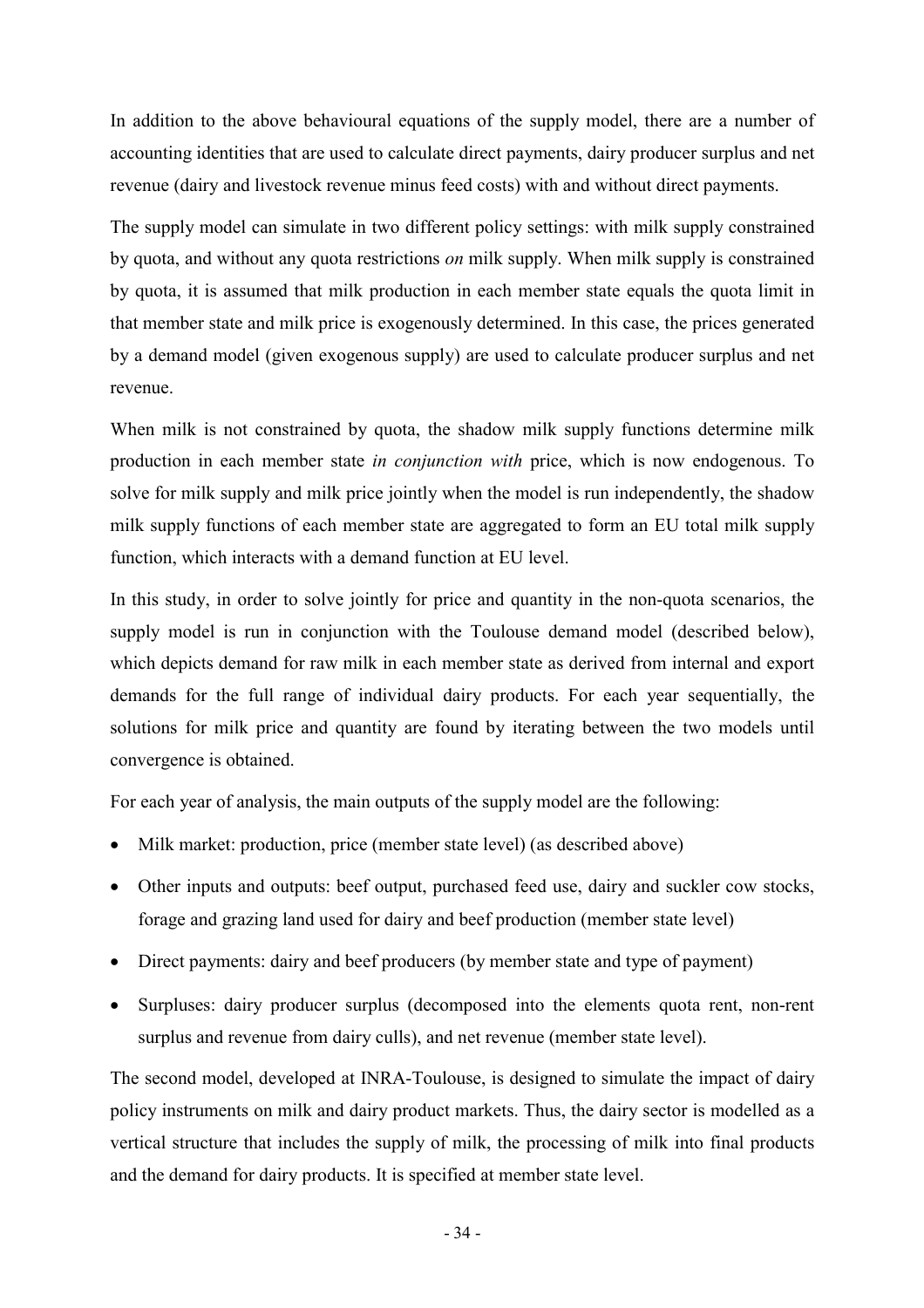In addition to the above behavioural equations of the supply model, there are a number of accounting identities that are used to calculate direct payments, dairy producer surplus and net revenue (dairy and livestock revenue minus feed costs) with and without direct payments.

The supply model can simulate in two different policy settings: with milk supply constrained by quota, and without any quota restrictions *on* milk supply. When milk supply is constrained by quota, it is assumed that milk production in each member state equals the quota limit in that member state and milk price is exogenously determined. In this case, the prices generated by a demand model (given exogenous supply) are used to calculate producer surplus and net revenue.

When milk is not constrained by quota, the shadow milk supply functions determine milk production in each member state *in conjunction with* price, which is now endogenous. To solve for milk supply and milk price jointly when the model is run independently, the shadow milk supply functions of each member state are aggregated to form an EU total milk supply function, which interacts with a demand function at EU level.

In this study, in order to solve jointly for price and quantity in the non-quota scenarios, the supply model is run in conjunction with the Toulouse demand model (described below), which depicts demand for raw milk in each member state as derived from internal and export demands for the full range of individual dairy products. For each year sequentially, the solutions for milk price and quantity are found by iterating between the two models until convergence is obtained.

For each year of analysis, the main outputs of the supply model are the following:

- Milk market: production, price (member state level) (as described above)
- Other inputs and outputs: beef output, purchased feed use, dairy and suckler cow stocks, forage and grazing land used for dairy and beef production (member state level)
- Direct payments: dairy and beef producers (by member state and type of payment)
- Surpluses: dairy producer surplus (decomposed into the elements quota rent, non-rent surplus and revenue from dairy culls), and net revenue (member state level).

The second model, developed at INRA-Toulouse, is designed to simulate the impact of dairy policy instruments on milk and dairy product markets. Thus, the dairy sector is modelled as a vertical structure that includes the supply of milk, the processing of milk into final products and the demand for dairy products. It is specified at member state level.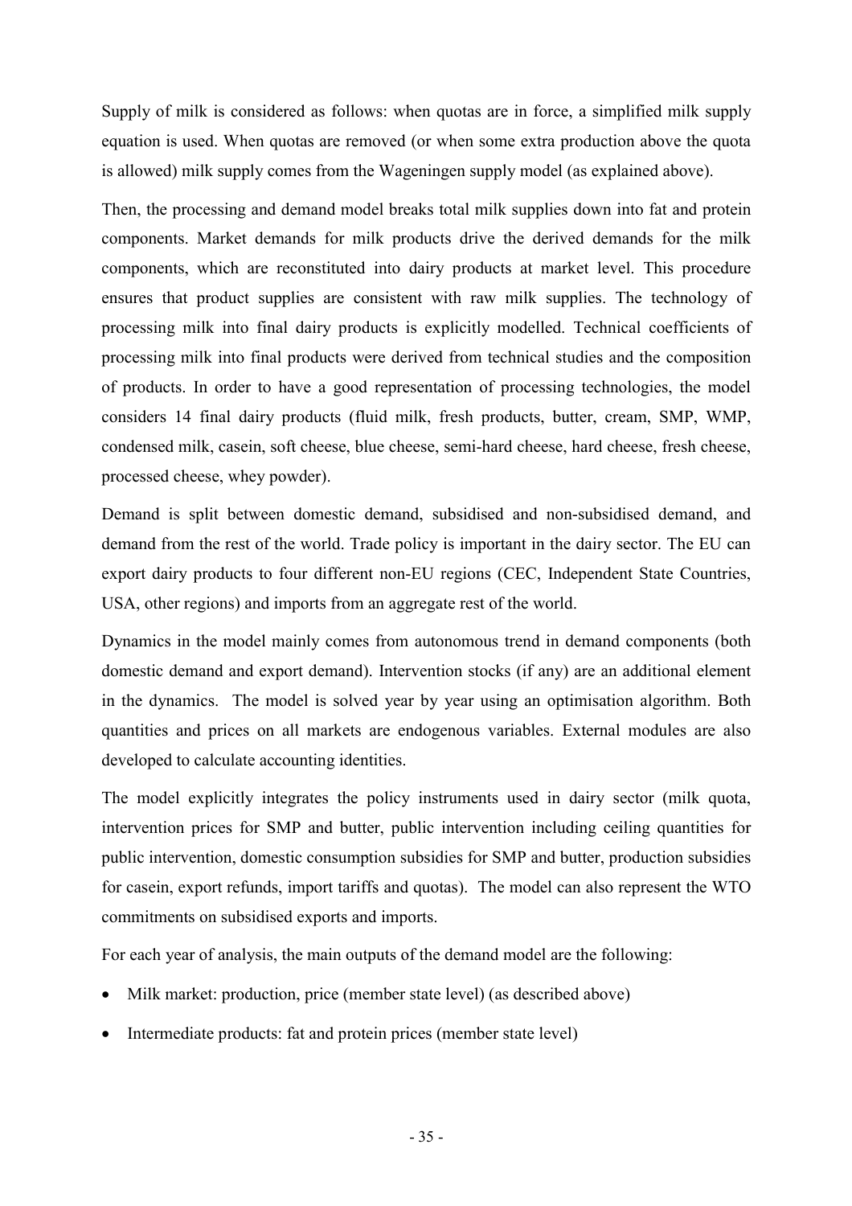Supply of milk is considered as follows: when quotas are in force, a simplified milk supply equation is used. When quotas are removed (or when some extra production above the quota is allowed) milk supply comes from the Wageningen supply model (as explained above).

Then, the processing and demand model breaks total milk supplies down into fat and protein components. Market demands for milk products drive the derived demands for the milk components, which are reconstituted into dairy products at market level. This procedure ensures that product supplies are consistent with raw milk supplies. The technology of processing milk into final dairy products is explicitly modelled. Technical coefficients of processing milk into final products were derived from technical studies and the composition of products. In order to have a good representation of processing technologies, the model considers 14 final dairy products (fluid milk, fresh products, butter, cream, SMP, WMP, condensed milk, casein, soft cheese, blue cheese, semi-hard cheese, hard cheese, fresh cheese, processed cheese, whey powder).

Demand is split between domestic demand, subsidised and non-subsidised demand, and demand from the rest of the world. Trade policy is important in the dairy sector. The EU can export dairy products to four different non-EU regions (CEC, Independent State Countries, USA, other regions) and imports from an aggregate rest of the world.

Dynamics in the model mainly comes from autonomous trend in demand components (both domestic demand and export demand). Intervention stocks (if any) are an additional element in the dynamics. The model is solved year by year using an optimisation algorithm. Both quantities and prices on all markets are endogenous variables. External modules are also developed to calculate accounting identities.

The model explicitly integrates the policy instruments used in dairy sector (milk quota, intervention prices for SMP and butter, public intervention including ceiling quantities for public intervention, domestic consumption subsidies for SMP and butter, production subsidies for casein, export refunds, import tariffs and quotas). The model can also represent the WTO commitments on subsidised exports and imports.

For each year of analysis, the main outputs of the demand model are the following:

- Milk market: production, price (member state level) (as described above)
- Intermediate products: fat and protein prices (member state level)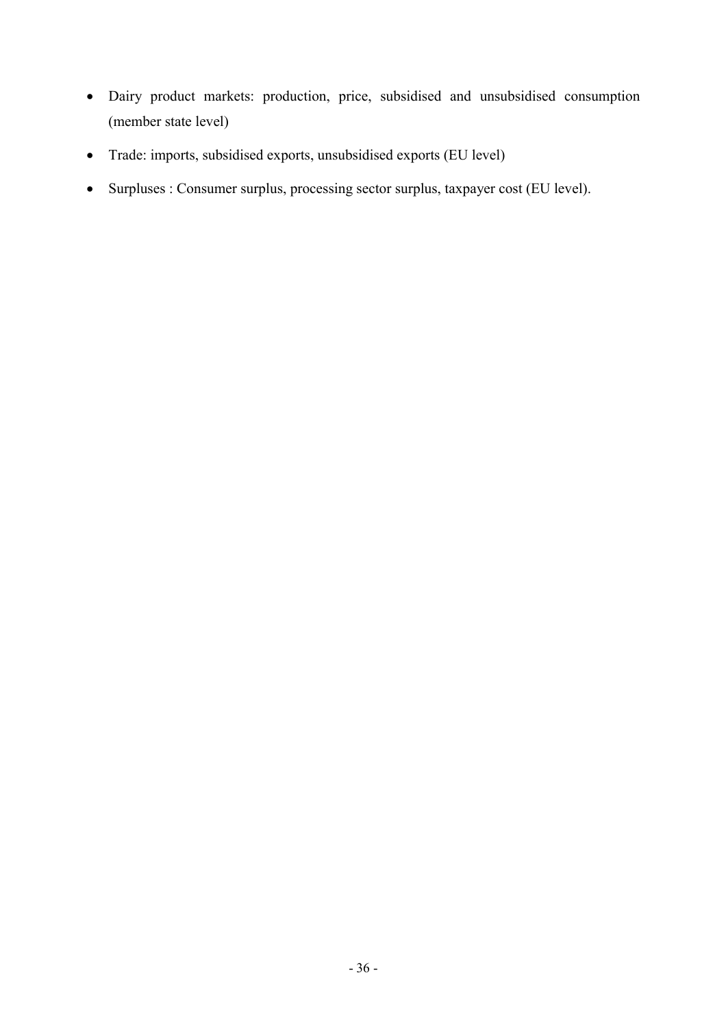- Dairy product markets: production, price, subsidised and unsubsidised consumption (member state level)
- Trade: imports, subsidised exports, unsubsidised exports (EU level)
- Surpluses : Consumer surplus, processing sector surplus, taxpayer cost (EU level).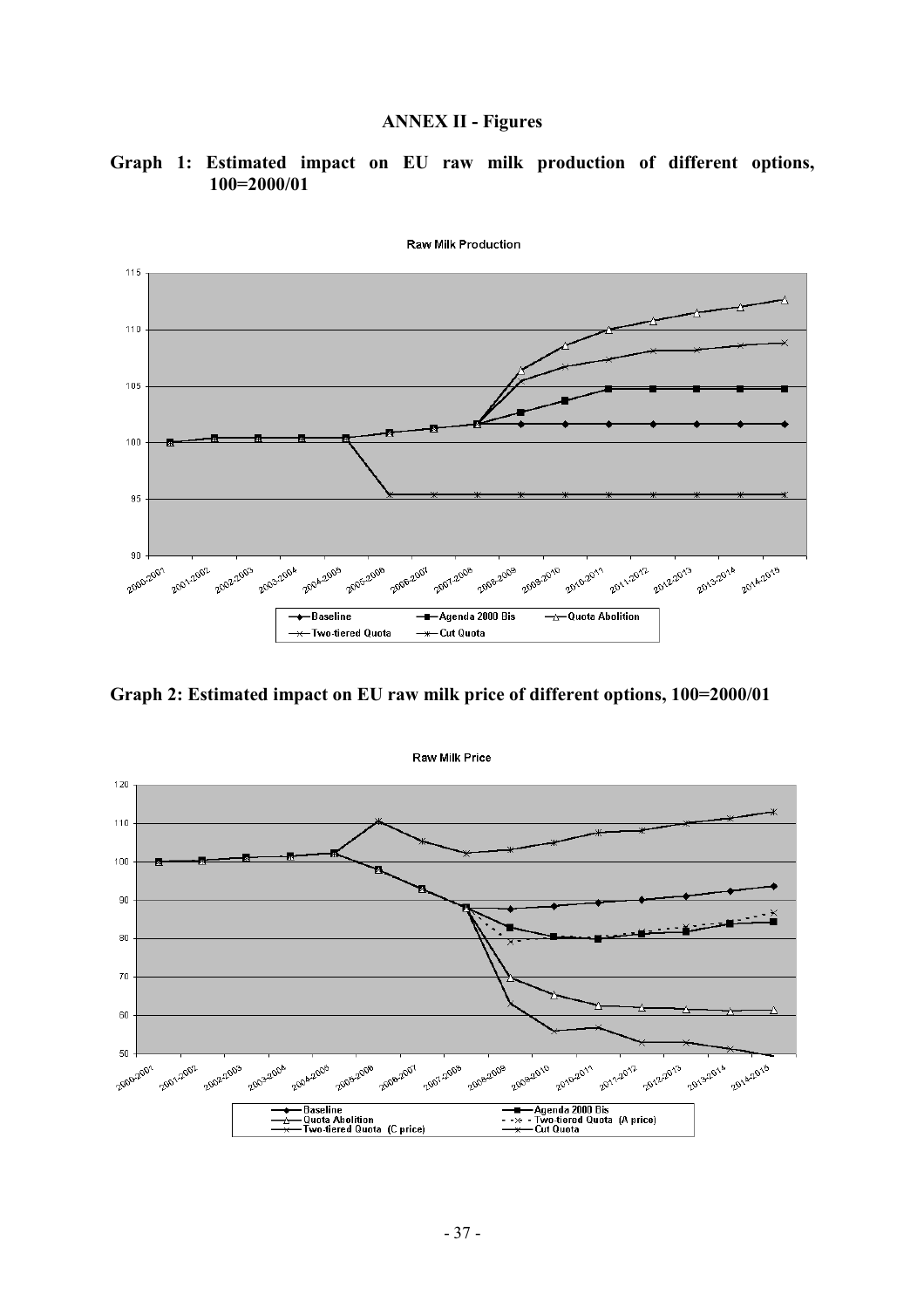**ANNEX II - Figures**

**Graph 1: Estimated impact on EU raw milk production of different options, 100=2000/01**

Raw Milk Production

- Baseline
- Agenda 2000 Bis
- Quota Abolition
- Two-tiered Quota
- Cut Quota

**Graph 2: Estimated impact on EU raw milk price of different options, 100=2000/01**

Raw Milk Price

- Baseline
- Agenda 2000 Bis
- Quota Abolition
- Two-tiered Quota (A price)
- Two-tiered Quota (C price)
- Cut Quota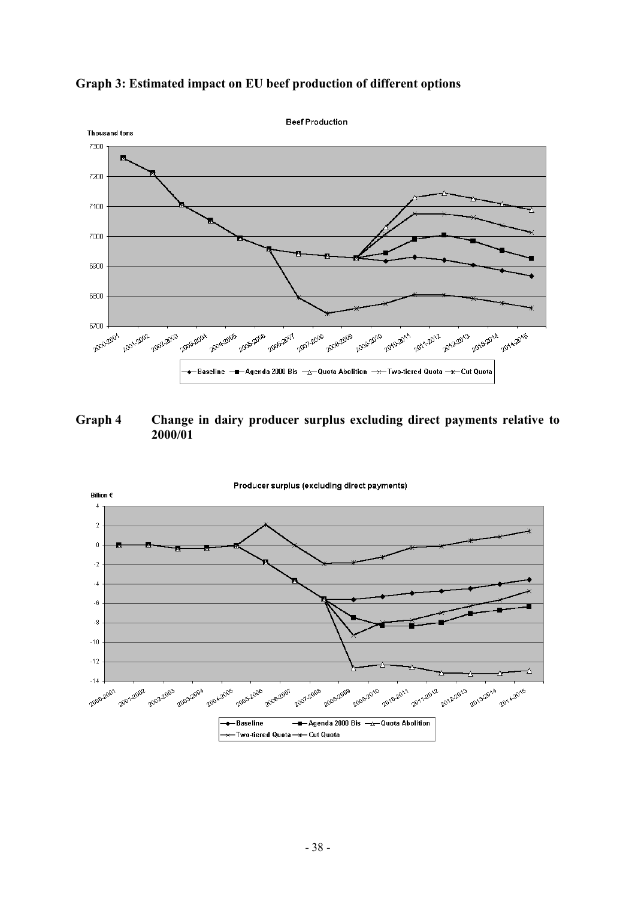**Graph 3: Estimated impact on EU beef production of different options**

**Graph 4 Change in dairy producer surplus excluding direct payments relative to 2000/01**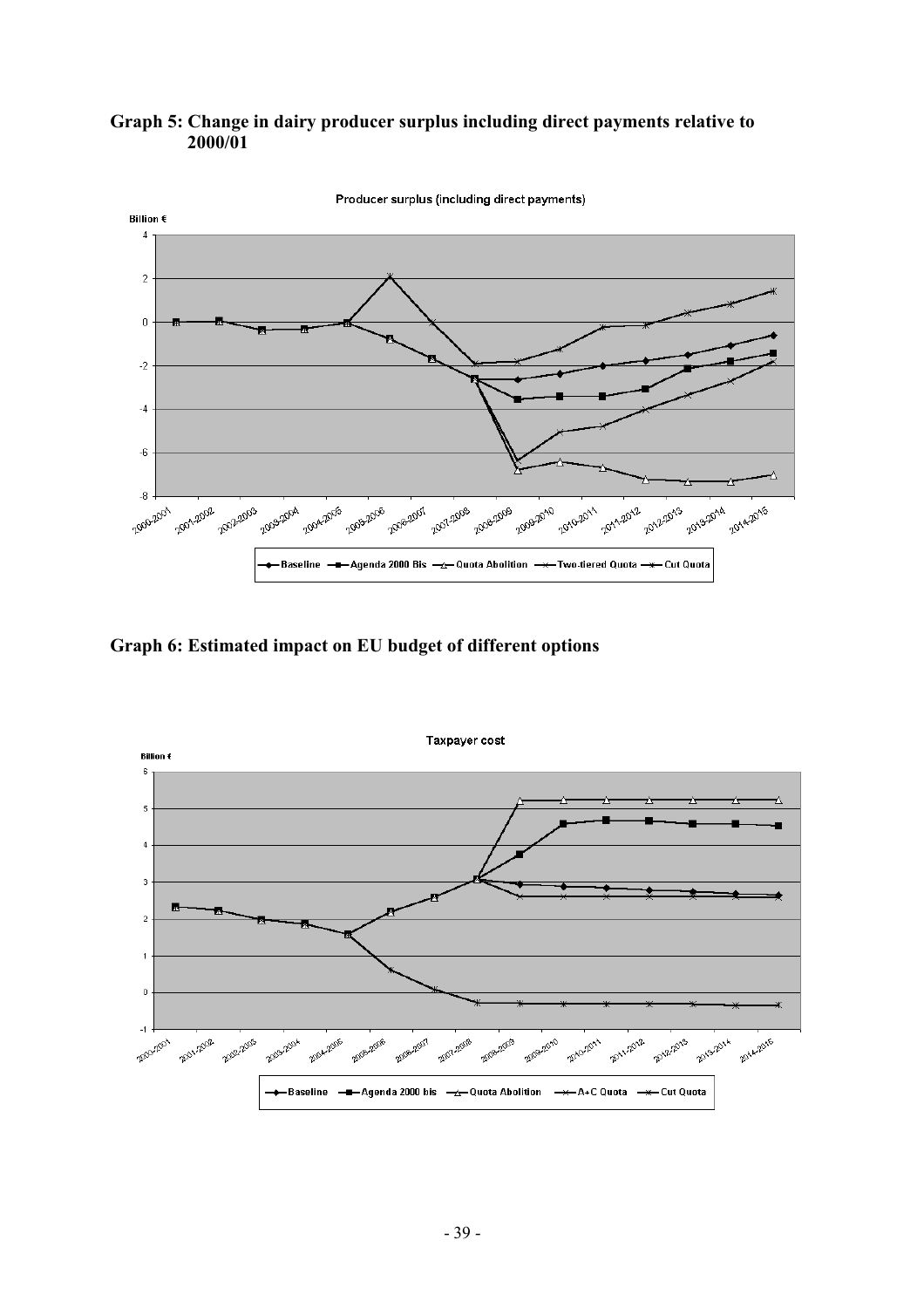**Graph 5: Change in dairy producer surplus including direct payments relative to 2000/01**

Producer surplus (including direct payments)

Billion €

4

2

0

-2

-4

-6

-8

2000-2001 2001-2002 2002-2003 2003-2004 2004-2005 2005-2006 2006-2007 2007-2008 2008-2009 2009-2010 2010-2011 2011-2012 2012-2013 2013-2014 2014-2015

Baseline — Agenda 2000 Bis — Quota Abolition — Two-tiered Quota — Cut Quota

**Graph 6: Estimated impact on EU budget of different options**

Taxpayer cost

Billion €

6

5

4

3

2

1

0

-1

2000-2001 2001-2002 2002-2003 2003-2004 2004-2005 2005-2006 2006-2007 2007-2008 2008-2009 2009-2010 2010-2011 2011-2012 2012-2013 2013-2014 2014-2015

Baseline — Agenda 2000 bis — Quota Abolition — A+C Quota — Cut Quota